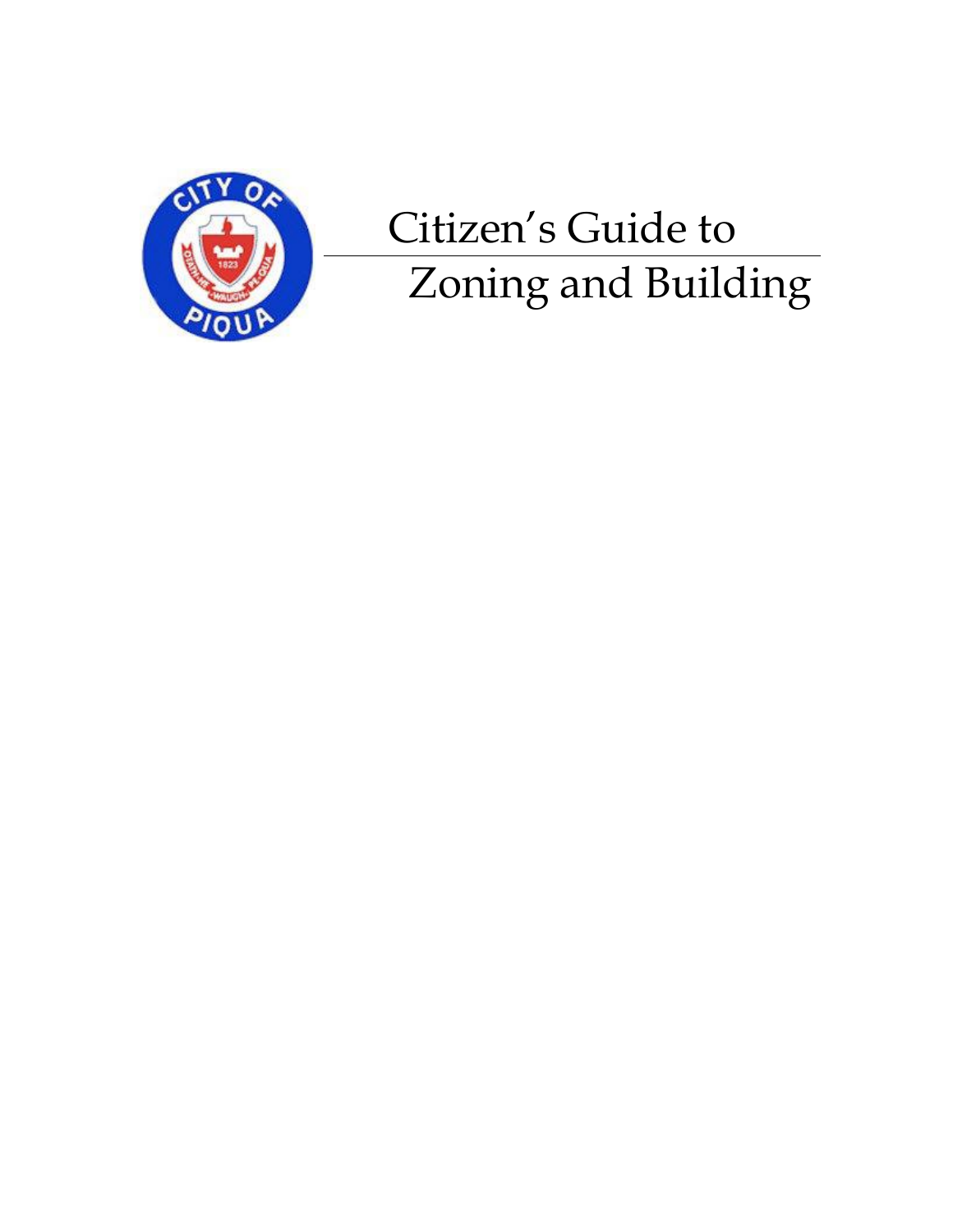# Citizen's Guide to Zoning and Building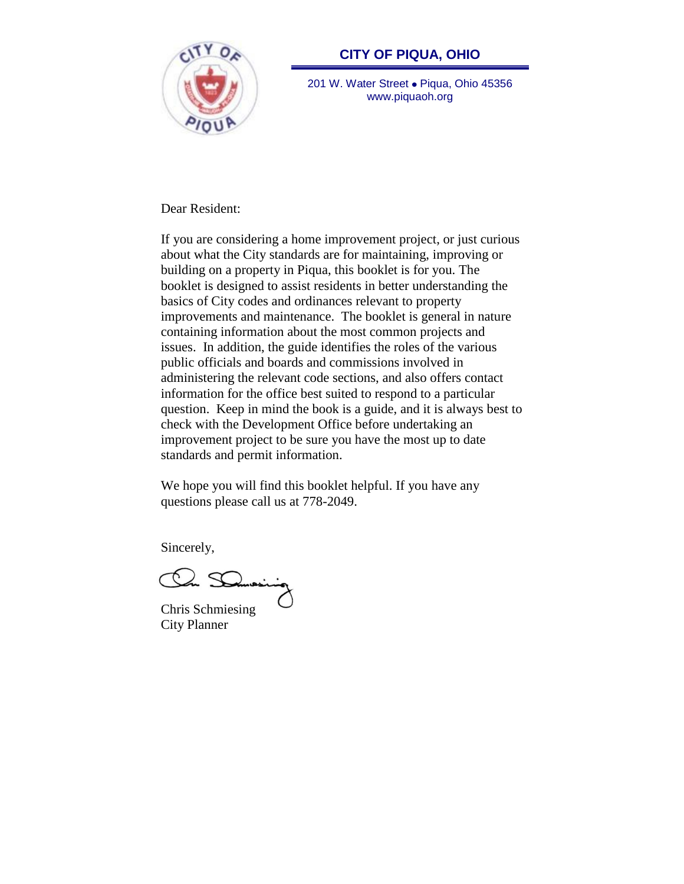**CITY OF PIQUA, OHIO**

201 W. Water Street • Piqua, Ohio 45356
www.piquaoh.org

Dear Resident:

If you are considering a home improvement project, or just curious about what the City standards are for maintaining, improving or building on a property in Piqua, this booklet is for you. The booklet is designed to assist residents in better understanding the basics of City codes and ordinances relevant to property improvements and maintenance. The booklet is general in nature containing information about the most common projects and issues. In addition, the guide identifies the roles of the various public officials and boards and commissions involved in administering the relevant code sections, and also offers contact information for the office best suited to respond to a particular question. Keep in mind the book is a guide, and it is always best to check with the Development Office before undertaking an improvement project to be sure you have the most up to date standards and permit information.

We hope you will find this booklet helpful. If you have any questions please call us at 778-2049.

Sincerely,

Chris Schmiesing
City Planner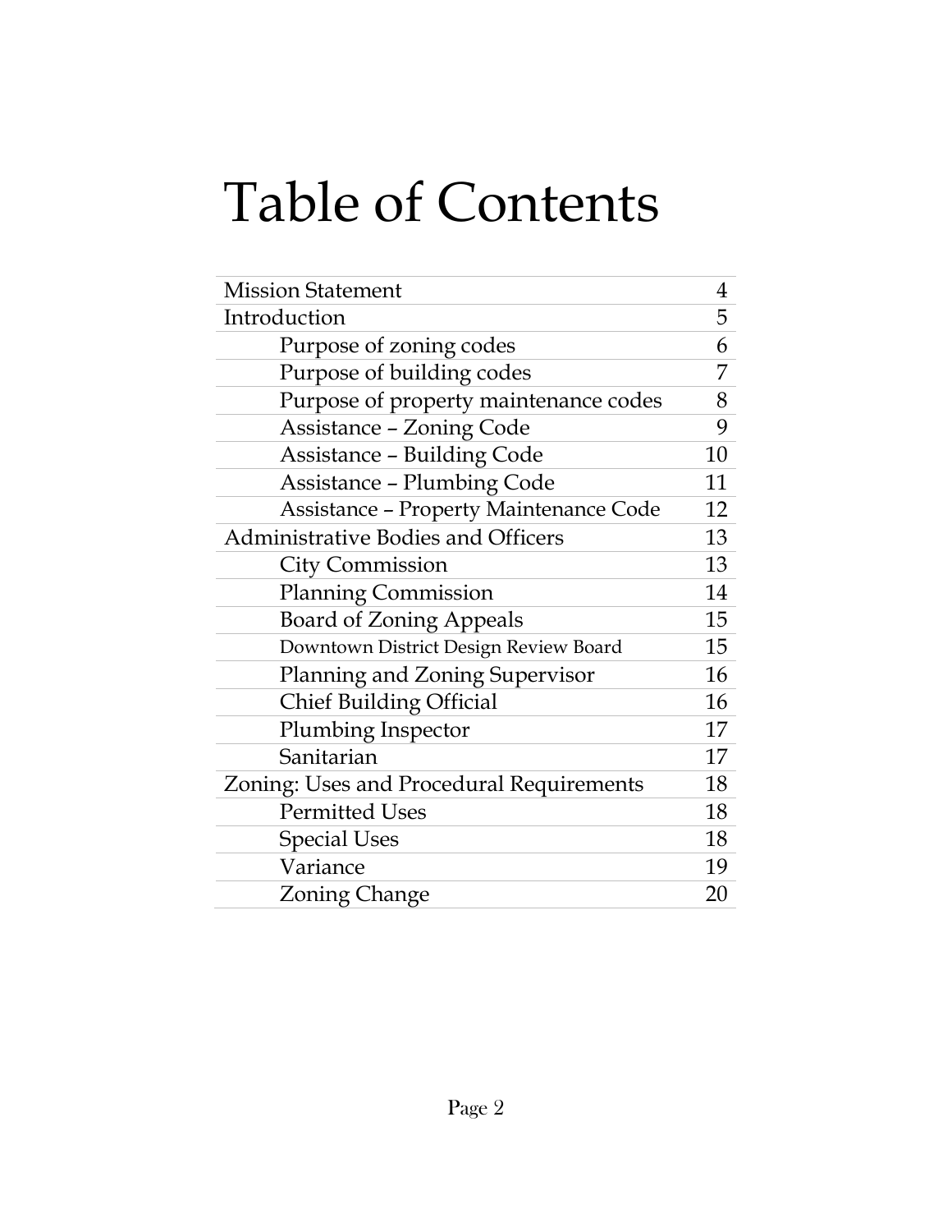# Table of Contents

| | |
|---|---|
| Mission Statement | 4 |
| Introduction | 5 |
| Purpose of zoning codes | 6 |
| Purpose of building codes | 7 |
| Purpose of property maintenance codes | 8 |
| Assistance – Zoning Code | 9 |
| Assistance – Building Code | 10 |
| Assistance – Plumbing Code | 11 |
| Assistance – Property Maintenance Code | 12 |
| Administrative Bodies and Officers | 13 |
| City Commission | 13 |
| Planning Commission | 14 |
| Board of Zoning Appeals | 15 |
| Downtown District Design Review Board | 15 |
| Planning and Zoning Supervisor | 16 |
| Chief Building Official | 16 |
| Plumbing Inspector | 17 |
| Sanitarian | 17 |
| Zoning: Uses and Procedural Requirements | 18 |
| Permitted Uses | 18 |
| Special Uses | 18 |
| Variance | 19 |
| Zoning Change | 20 |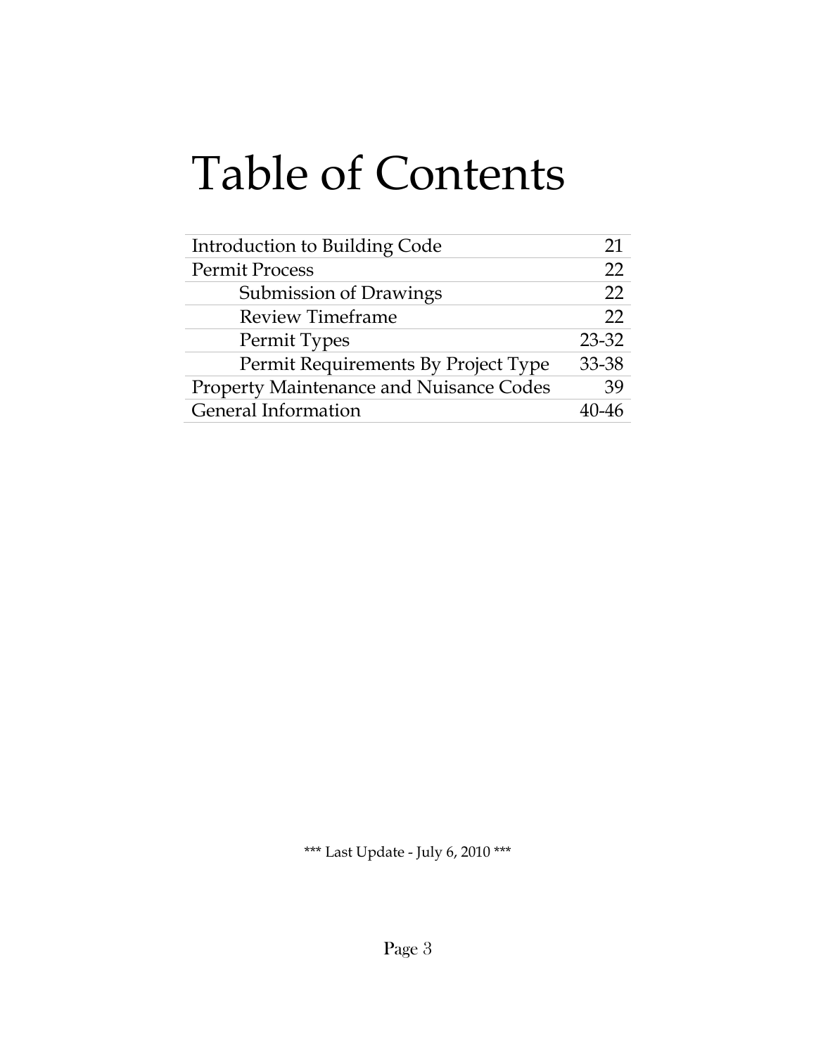# Table of Contents

| | |
|---|---|
| Introduction to Building Code | 21 |
| Permit Process | 22 |
| Submission of Drawings | 22 |
| Review Timeframe | 22 |
| Permit Types | 23-32 |
| Permit Requirements By Project Type | 33-38 |
| Property Maintenance and Nuisance Codes | 39 |
| General Information | 40-46 |

*** Last Update - July 6, 2010 ***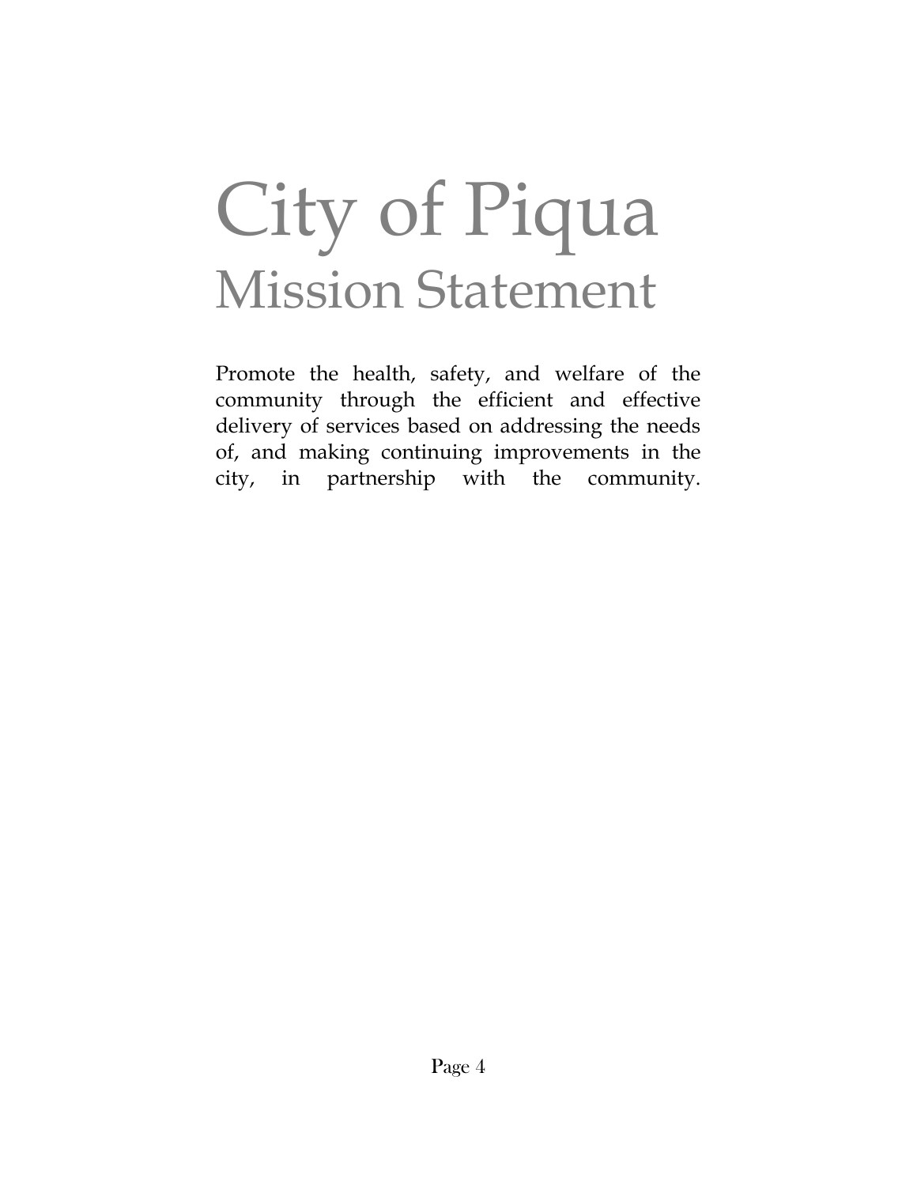# City of Piqua
## Mission Statement

Promote the health, safety, and welfare of the community through the efficient and effective delivery of services based on addressing the needs of, and making continuing improvements in the city, in partnership with the community.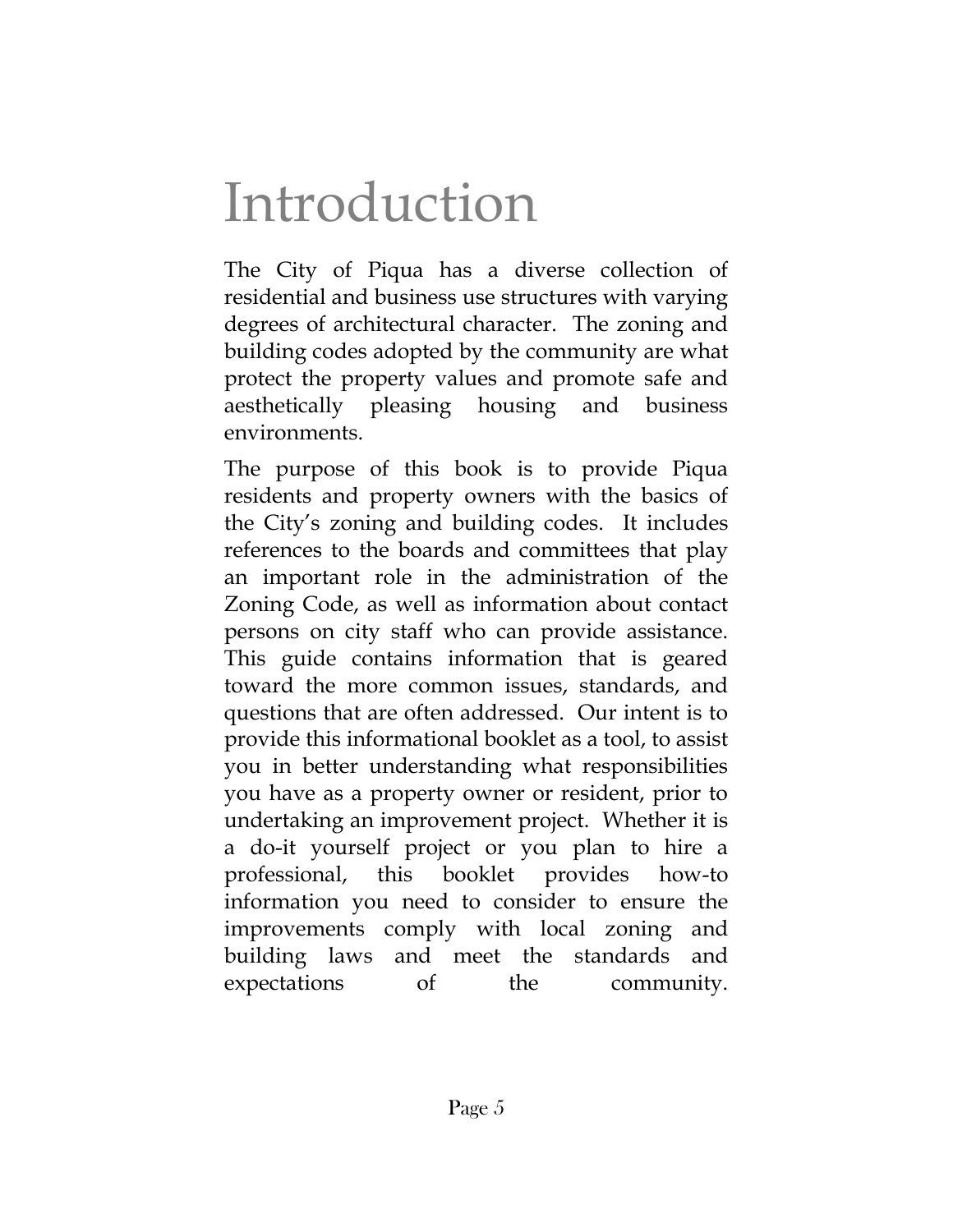# Introduction

The City of Piqua has a diverse collection of residential and business use structures with varying degrees of architectural character. The zoning and building codes adopted by the community are what protect the property values and promote safe and aesthetically pleasing housing and business environments.

The purpose of this book is to provide Piqua residents and property owners with the basics of the City's zoning and building codes. It includes references to the boards and committees that play an important role in the administration of the Zoning Code, as well as information about contact persons on city staff who can provide assistance. This guide contains information that is geared toward the more common issues, standards, and questions that are often addressed. Our intent is to provide this informational booklet as a tool, to assist you in better understanding what responsibilities you have as a property owner or resident, prior to undertaking an improvement project. Whether it is a do-it yourself project or you plan to hire a professional, this booklet provides how-to information you need to consider to ensure the improvements comply with local zoning and building laws and meet the standards and expectations of the community.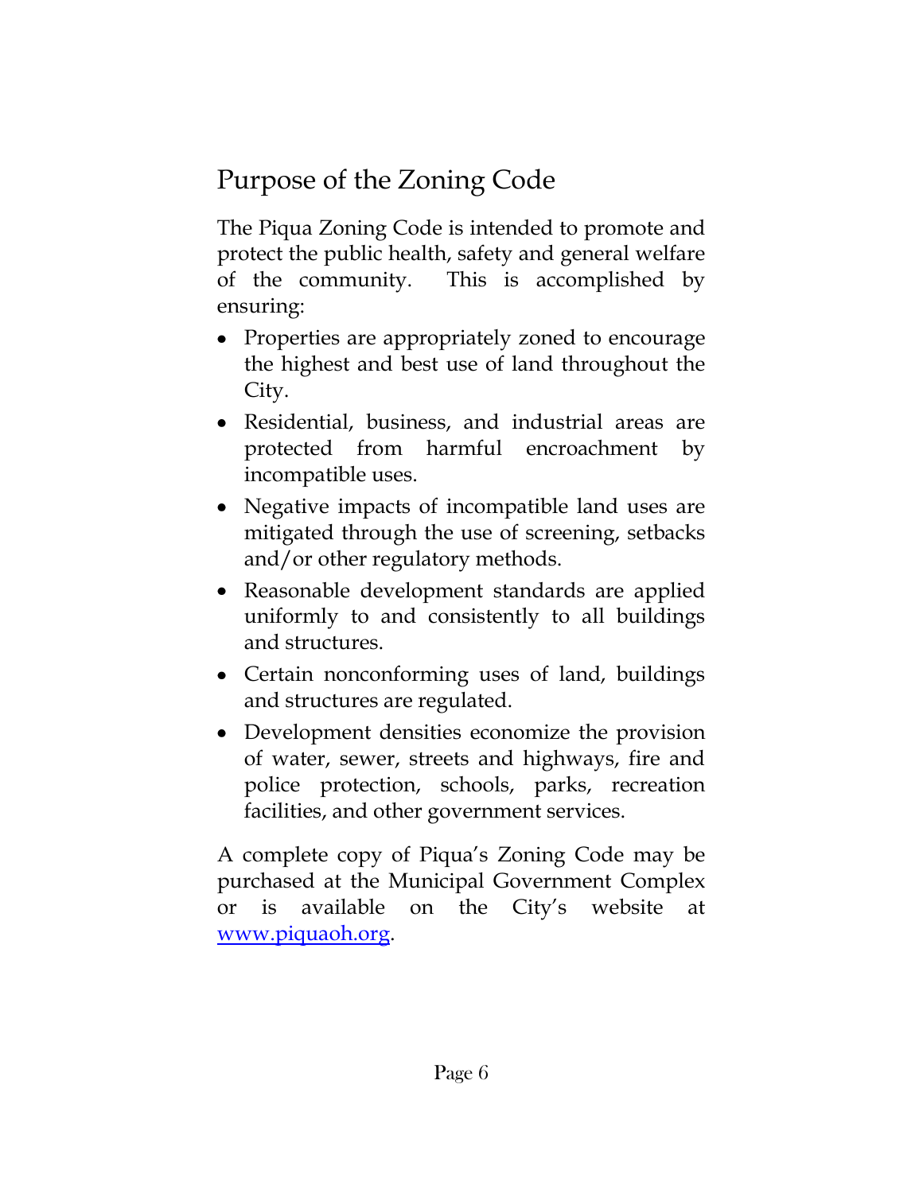# Purpose of the Zoning Code

The Piqua Zoning Code is intended to promote and protect the public health, safety and general welfare of the community. This is accomplished by ensuring:

- Properties are appropriately zoned to encourage the highest and best use of land throughout the City.
- Residential, business, and industrial areas are protected from harmful encroachment by incompatible uses.
- Negative impacts of incompatible land uses are mitigated through the use of screening, setbacks and/or other regulatory methods.
- Reasonable development standards are applied uniformly to and consistently to all buildings and structures.
- Certain nonconforming uses of land, buildings and structures are regulated.
- Development densities economize the provision of water, sewer, streets and highways, fire and police protection, schools, parks, recreation facilities, and other government services.

A complete copy of Piqua's Zoning Code may be purchased at the Municipal Government Complex or is available on the City's website at [www.piquaoh.org](http://www.piquaoh.org).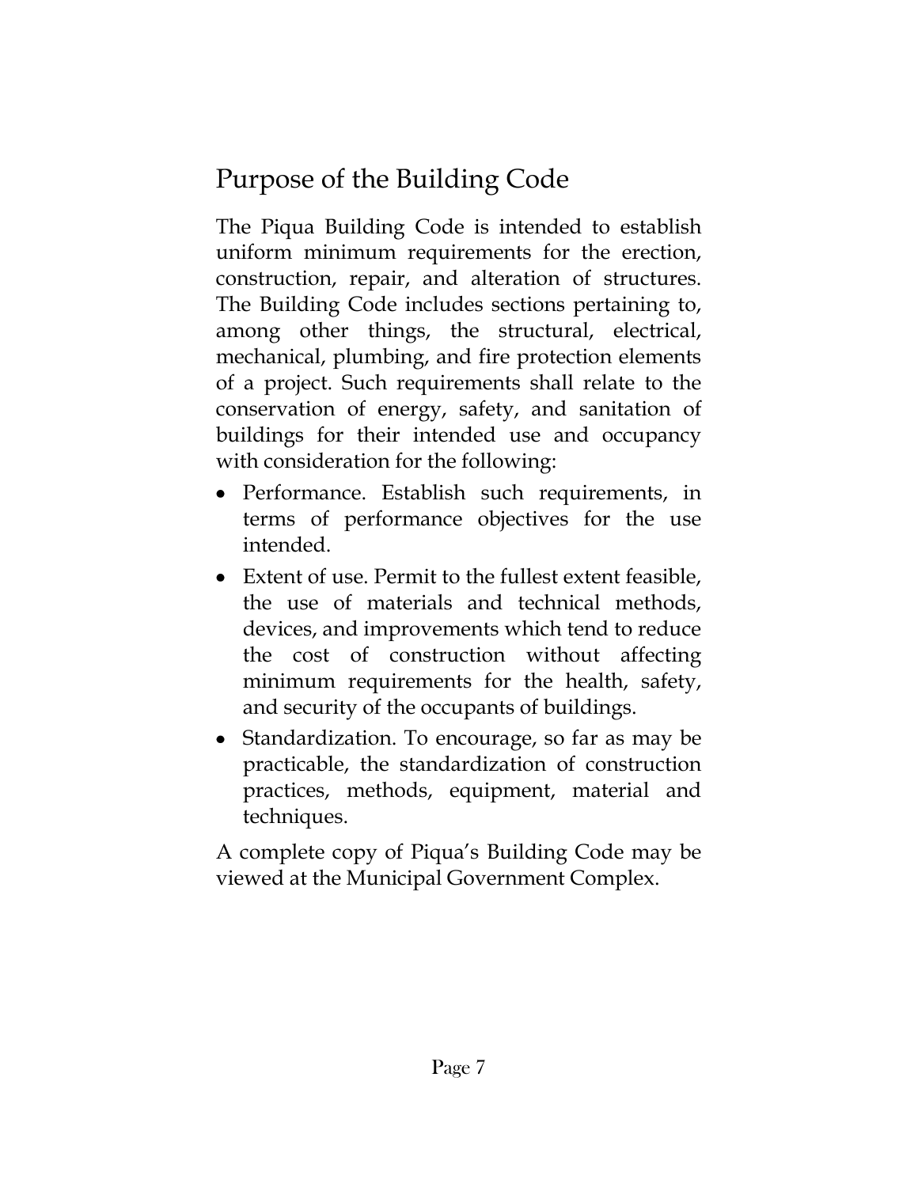## Purpose of the Building Code

The Piqua Building Code is intended to establish uniform minimum requirements for the erection, construction, repair, and alteration of structures. The Building Code includes sections pertaining to, among other things, the structural, electrical, mechanical, plumbing, and fire protection elements of a project. Such requirements shall relate to the conservation of energy, safety, and sanitation of buildings for their intended use and occupancy with consideration for the following:

- Performance. Establish such requirements, in terms of performance objectives for the use intended.
- Extent of use. Permit to the fullest extent feasible, the use of materials and technical methods, devices, and improvements which tend to reduce the cost of construction without affecting minimum requirements for the health, safety, and security of the occupants of buildings.
- Standardization. To encourage, so far as may be practicable, the standardization of construction practices, methods, equipment, material and techniques.

A complete copy of Piqua's Building Code may be viewed at the Municipal Government Complex.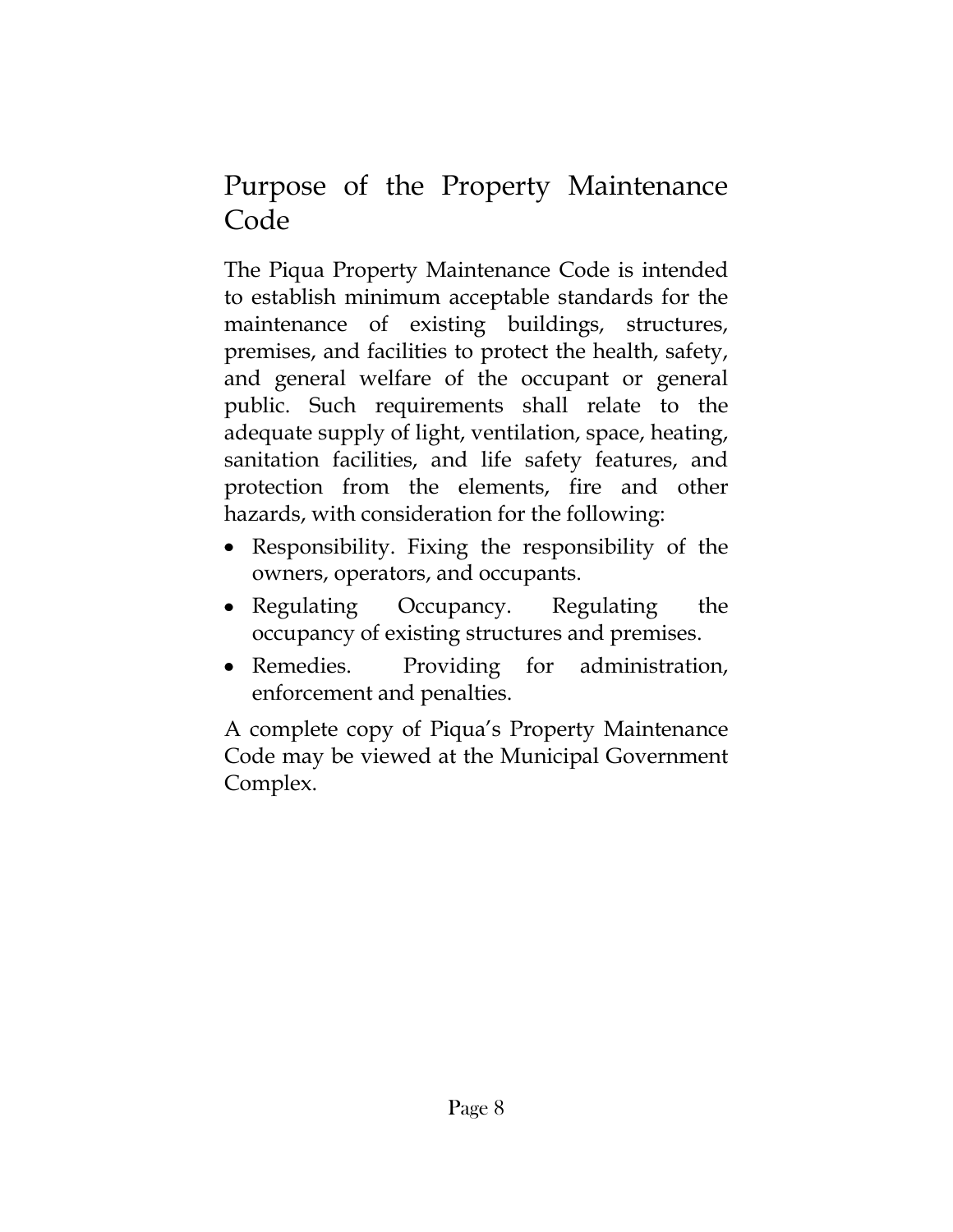# Purpose of the Property Maintenance Code

The Piqua Property Maintenance Code is intended to establish minimum acceptable standards for the maintenance of existing buildings, structures, premises, and facilities to protect the health, safety, and general welfare of the occupant or general public. Such requirements shall relate to the adequate supply of light, ventilation, space, heating, sanitation facilities, and life safety features, and protection from the elements, fire and other hazards, with consideration for the following:

- Responsibility. Fixing the responsibility of the owners, operators, and occupants.
- Regulating Occupancy. Regulating the occupancy of existing structures and premises.
- Remedies. Providing for administration, enforcement and penalties.

A complete copy of Piqua's Property Maintenance Code may be viewed at the Municipal Government Complex.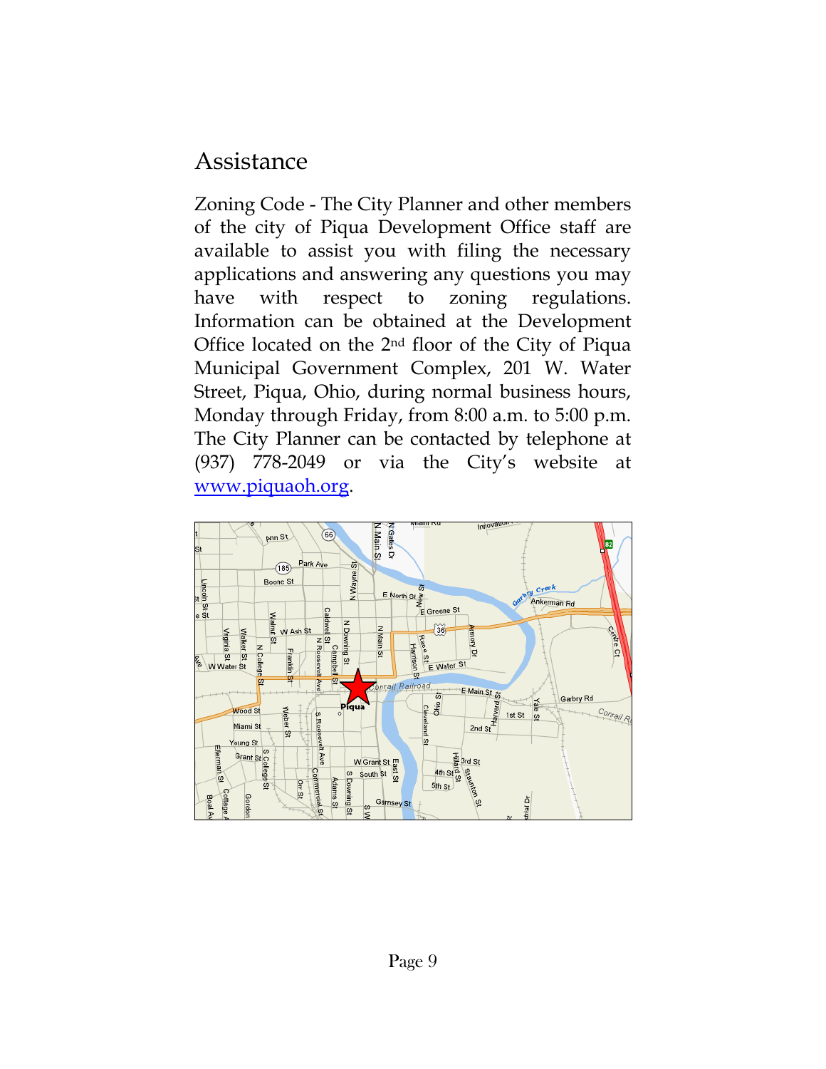## Assistance

Zoning Code - The City Planner and other members of the city of Piqua Development Office staff are available to assist you with filing the necessary applications and answering any questions you may have with respect to zoning regulations. Information can be obtained at the Development Office located on the 2nd floor of the City of Piqua Municipal Government Complex, 201 W. Water Street, Piqua, Ohio, during normal business hours, Monday through Friday, from 8:00 a.m. to 5:00 p.m. The City Planner can be contacted by telephone at (937) 778-2049 or via the City's website at [www.piquaoh.org](http://www.piquaoh.org).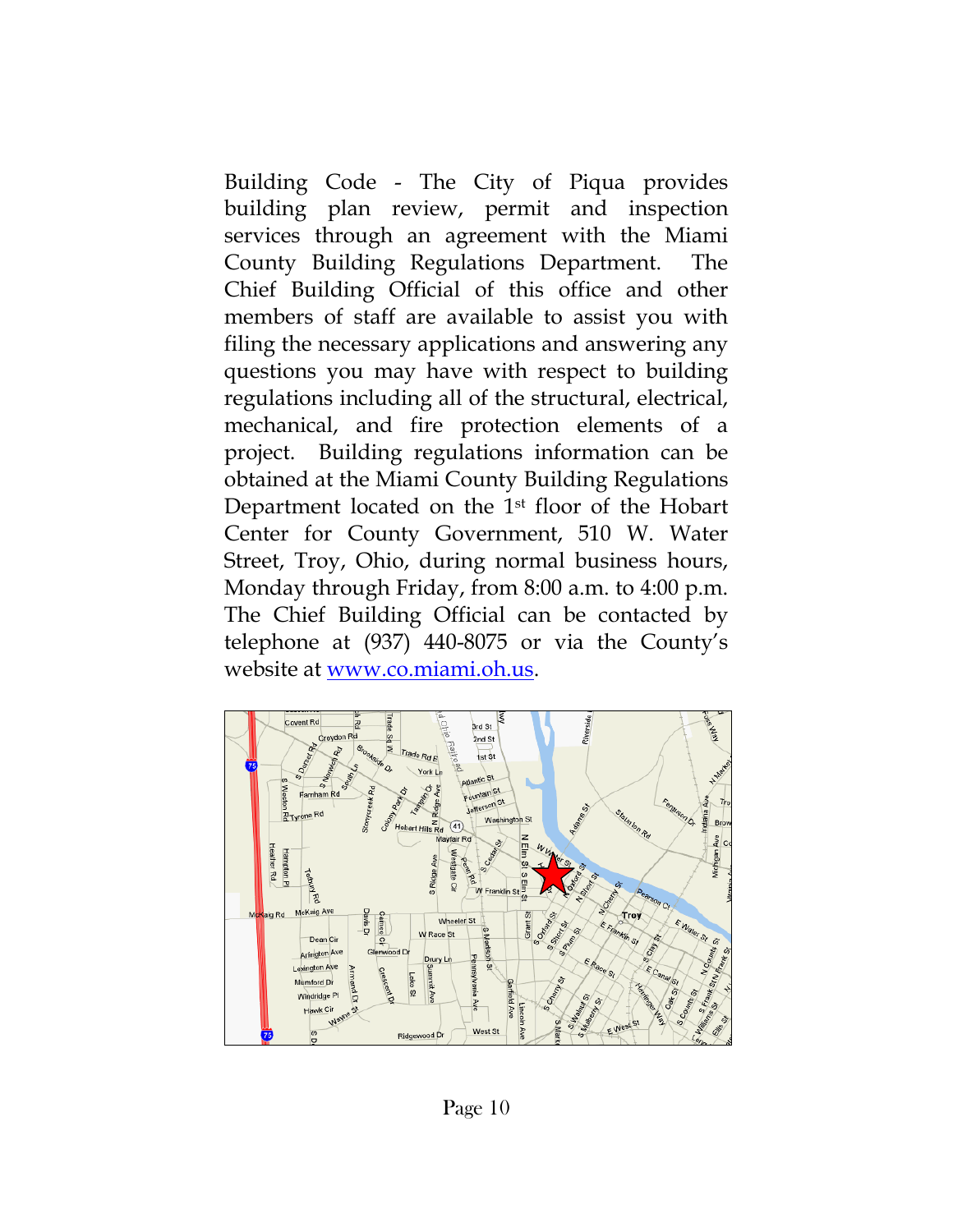Building Code - The City of Piqua provides building plan review, permit and inspection services through an agreement with the Miami County Building Regulations Department. The Chief Building Official of this office and other members of staff are available to assist you with filing the necessary applications and answering any questions you may have with respect to building regulations including all of the structural, electrical, mechanical, and fire protection elements of a project. Building regulations information can be obtained at the Miami County Building Regulations Department located on the 1st floor of the Hobart Center for County Government, 510 W. Water Street, Troy, Ohio, during normal business hours, Monday through Friday, from 8:00 a.m. to 4:00 p.m. The Chief Building Official can be contacted by telephone at (937) 440-8075 or via the County's website at [www.co.miami.oh.us](http://www.co.miami.oh.us).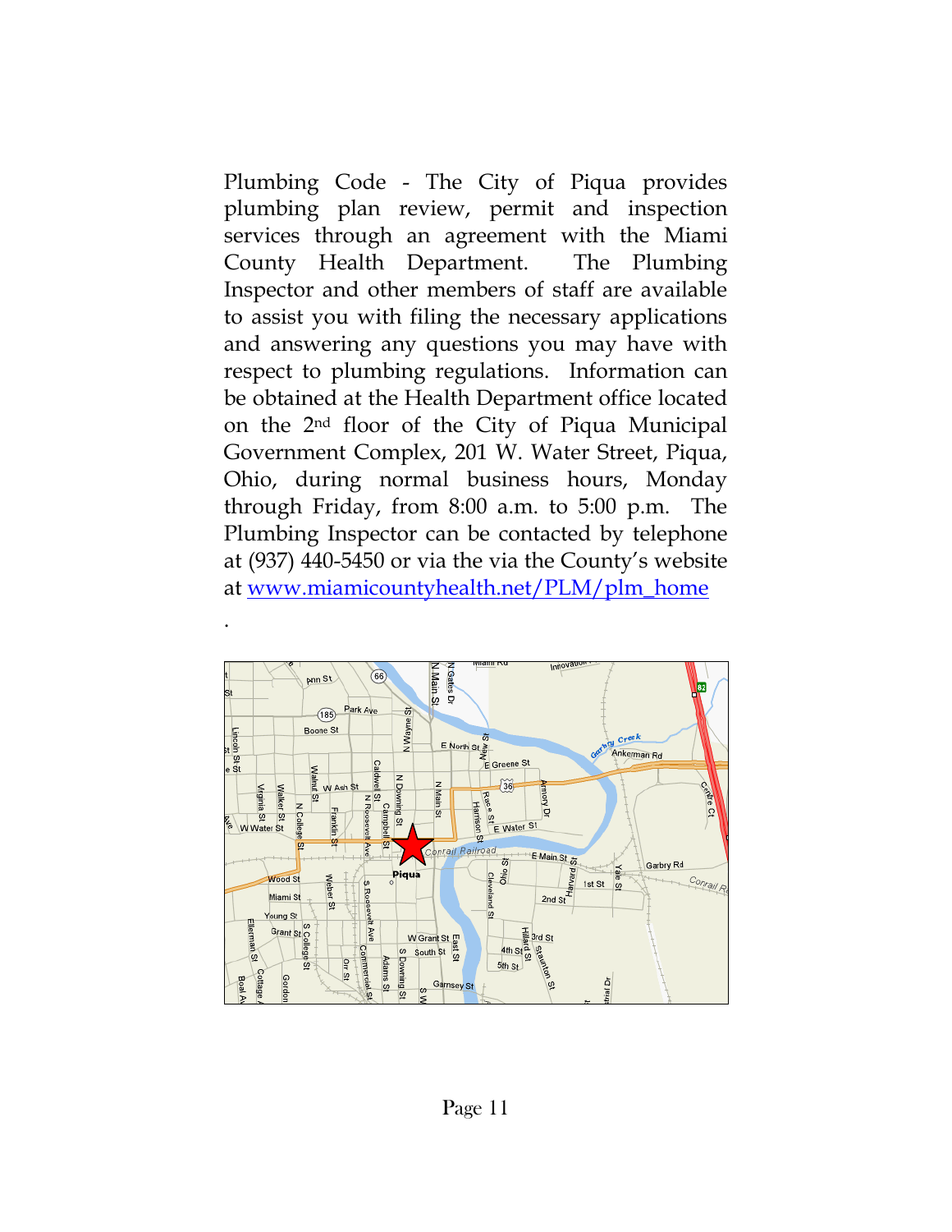Plumbing Code - The City of Piqua provides plumbing plan review, permit and inspection services through an agreement with the Miami County Health Department. The Plumbing Inspector and other members of staff are available to assist you with filing the necessary applications and answering any questions you may have with respect to plumbing regulations. Information can be obtained at the Health Department office located on the 2nd floor of the City of Piqua Municipal Government Complex, 201 W. Water Street, Piqua, Ohio, during normal business hours, Monday through Friday, from 8:00 a.m. to 5:00 p.m. The Plumbing Inspector can be contacted by telephone at (937) 440-5450 or via the via the County's website at [www.miamicountyhealth.net/PLM/plm_home](www.miamicountyhealth.net/PLM/plm_home)

.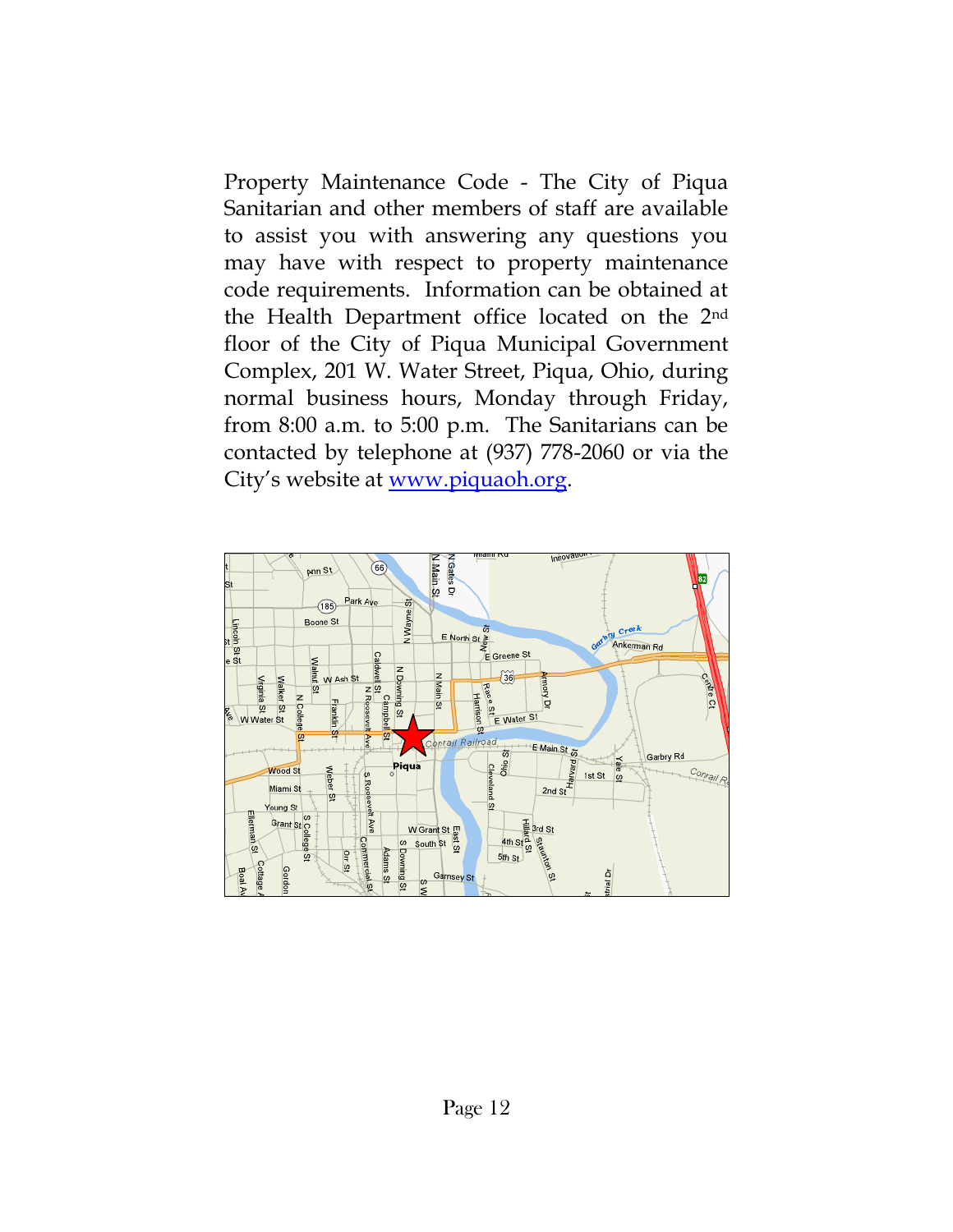Property Maintenance Code - The City of Piqua Sanitarian and other members of staff are available to assist you with answering any questions you may have with respect to property maintenance code requirements. Information can be obtained at the Health Department office located on the 2nd floor of the City of Piqua Municipal Government Complex, 201 W. Water Street, Piqua, Ohio, during normal business hours, Monday through Friday, from 8:00 a.m. to 5:00 p.m. The Sanitarians can be contacted by telephone at (937) 778-2060 or via the City's website at [www.piquaoh.org](http://www.piquaoh.org).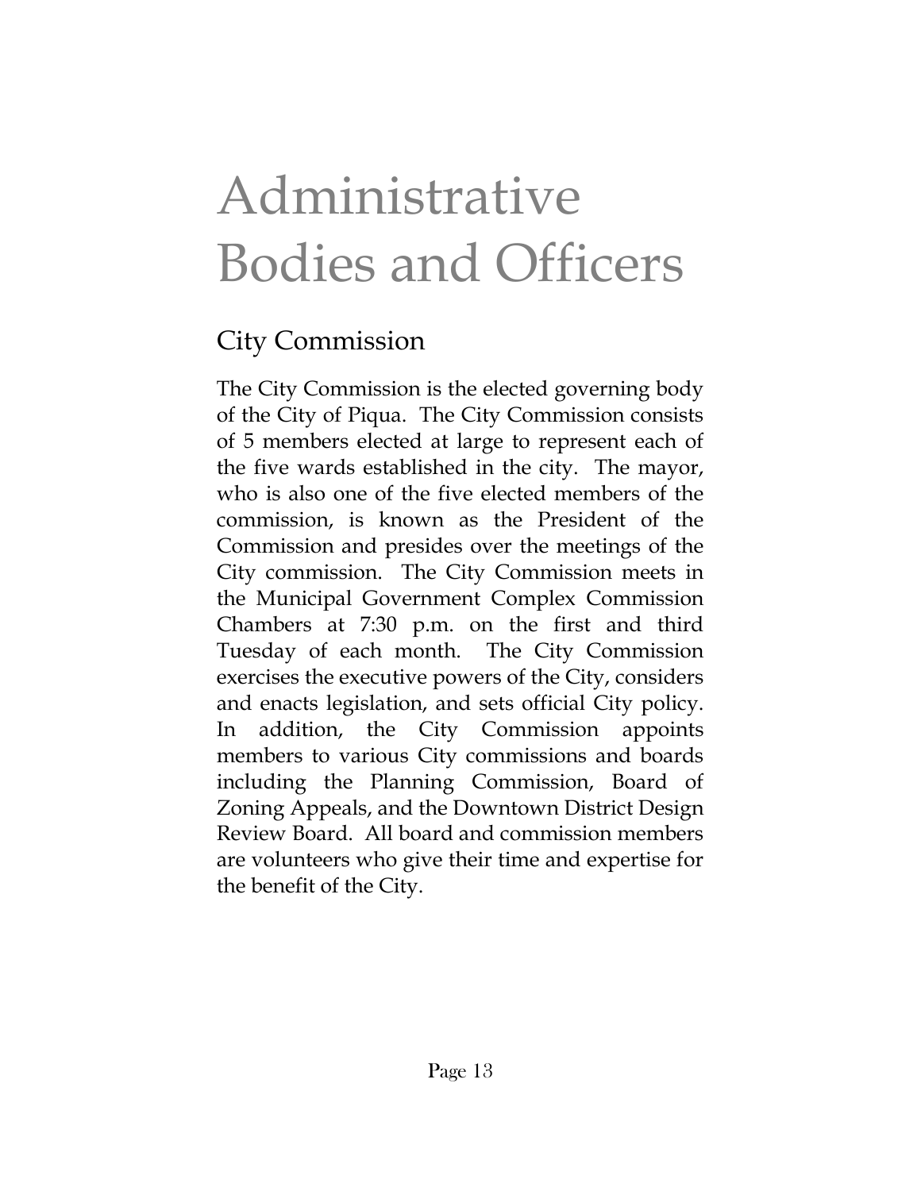# Administrative Bodies and Officers

## City Commission

The City Commission is the elected governing body of the City of Piqua. The City Commission consists of 5 members elected at large to represent each of the five wards established in the city. The mayor, who is also one of the five elected members of the commission, is known as the President of the Commission and presides over the meetings of the City commission. The City Commission meets in the Municipal Government Complex Commission Chambers at 7:30 p.m. on the first and third Tuesday of each month. The City Commission exercises the executive powers of the City, considers and enacts legislation, and sets official City policy. In addition, the City Commission appoints members to various City commissions and boards including the Planning Commission, Board of Zoning Appeals, and the Downtown District Design Review Board. All board and commission members are volunteers who give their time and expertise for the benefit of the City.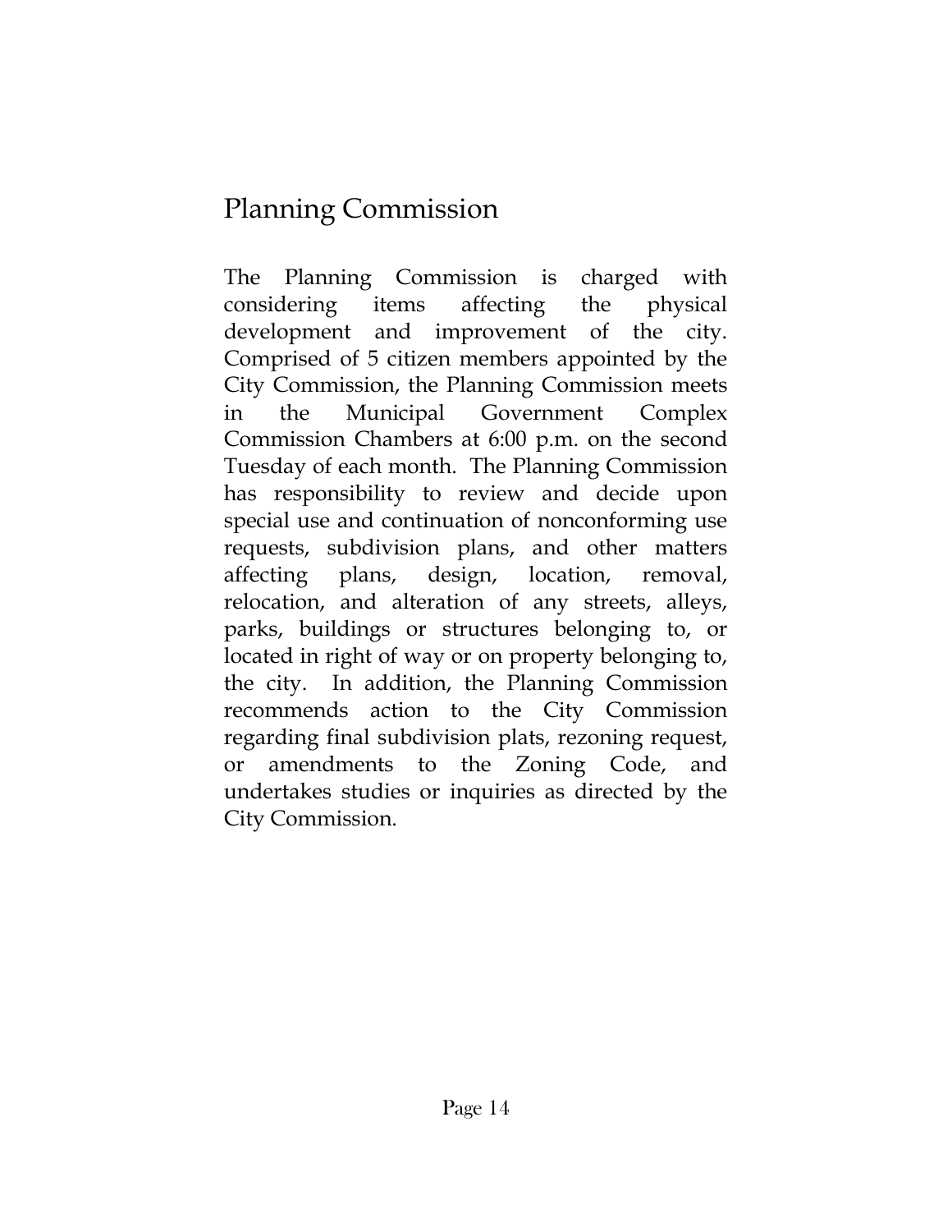## Planning Commission

The Planning Commission is charged with considering items affecting the physical development and improvement of the city. Comprised of 5 citizen members appointed by the City Commission, the Planning Commission meets in the Municipal Government Complex Commission Chambers at 6:00 p.m. on the second Tuesday of each month. The Planning Commission has responsibility to review and decide upon special use and continuation of nonconforming use requests, subdivision plans, and other matters affecting plans, design, location, removal, relocation, and alteration of any streets, alleys, parks, buildings or structures belonging to, or located in right of way or on property belonging to, the city. In addition, the Planning Commission recommends action to the City Commission regarding final subdivision plats, rezoning request, or amendments to the Zoning Code, and undertakes studies or inquiries as directed by the City Commission.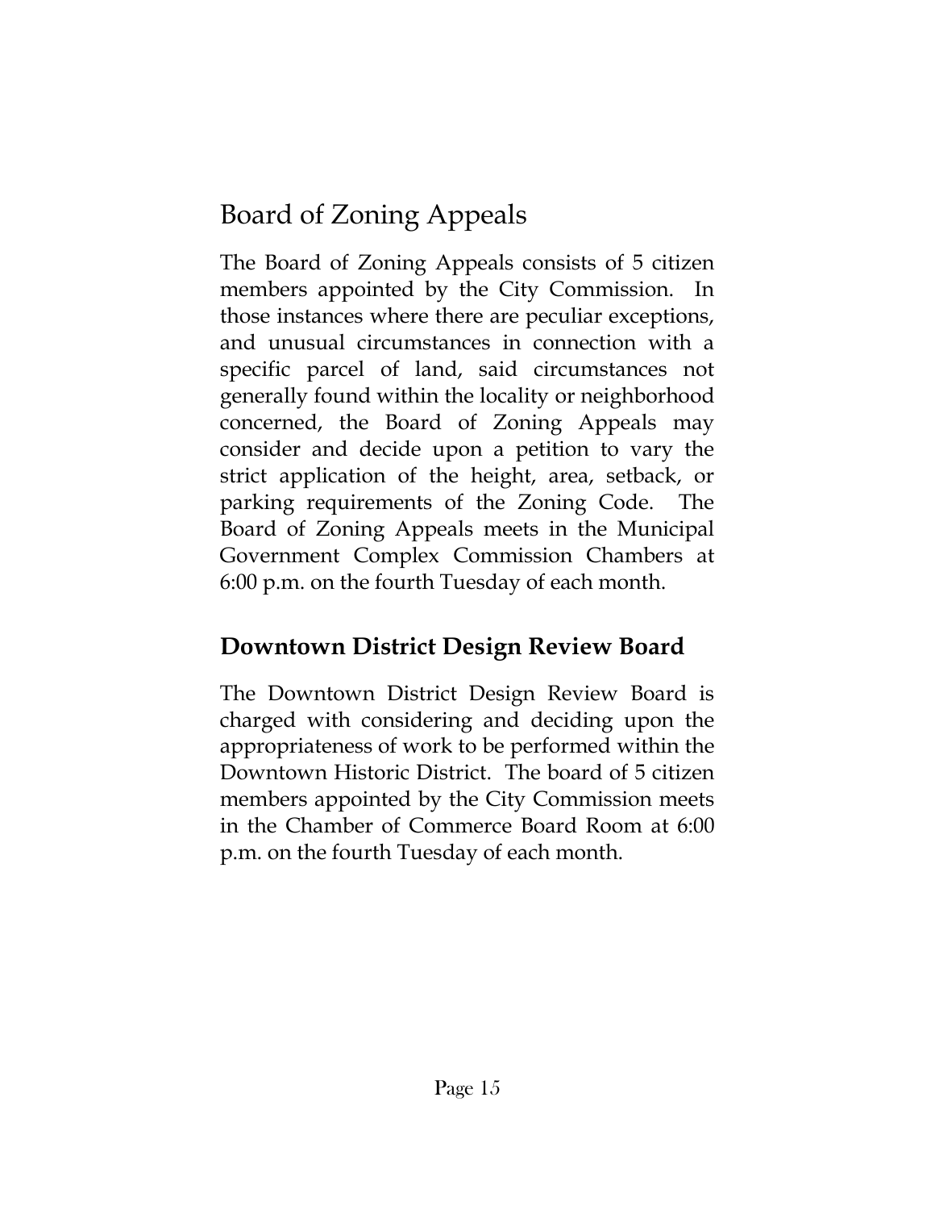## Board of Zoning Appeals

The Board of Zoning Appeals consists of 5 citizen members appointed by the City Commission. In those instances where there are peculiar exceptions, and unusual circumstances in connection with a specific parcel of land, said circumstances not generally found within the locality or neighborhood concerned, the Board of Zoning Appeals may consider and decide upon a petition to vary the strict application of the height, area, setback, or parking requirements of the Zoning Code. The Board of Zoning Appeals meets in the Municipal Government Complex Commission Chambers at 6:00 p.m. on the fourth Tuesday of each month.

## Downtown District Design Review Board

The Downtown District Design Review Board is charged with considering and deciding upon the appropriateness of work to be performed within the Downtown Historic District. The board of 5 citizen members appointed by the City Commission meets in the Chamber of Commerce Board Room at 6:00 p.m. on the fourth Tuesday of each month.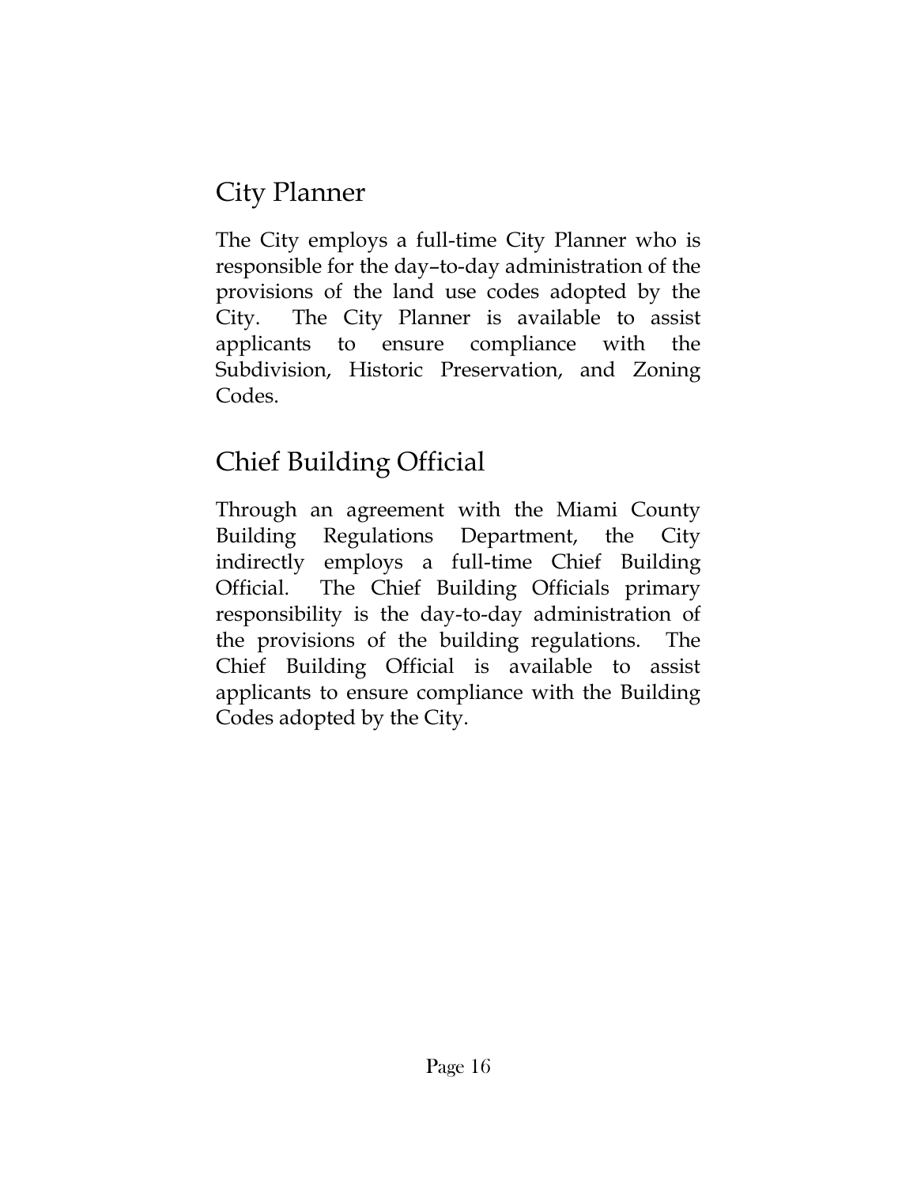## City Planner

The City employs a full-time City Planner who is responsible for the day–to-day administration of the provisions of the land use codes adopted by the City. The City Planner is available to assist applicants to ensure compliance with the Subdivision, Historic Preservation, and Zoning Codes.

## Chief Building Official

Through an agreement with the Miami County Building Regulations Department, the City indirectly employs a full-time Chief Building Official. The Chief Building Officials primary responsibility is the day-to-day administration of the provisions of the building regulations. The Chief Building Official is available to assist applicants to ensure compliance with the Building Codes adopted by the City.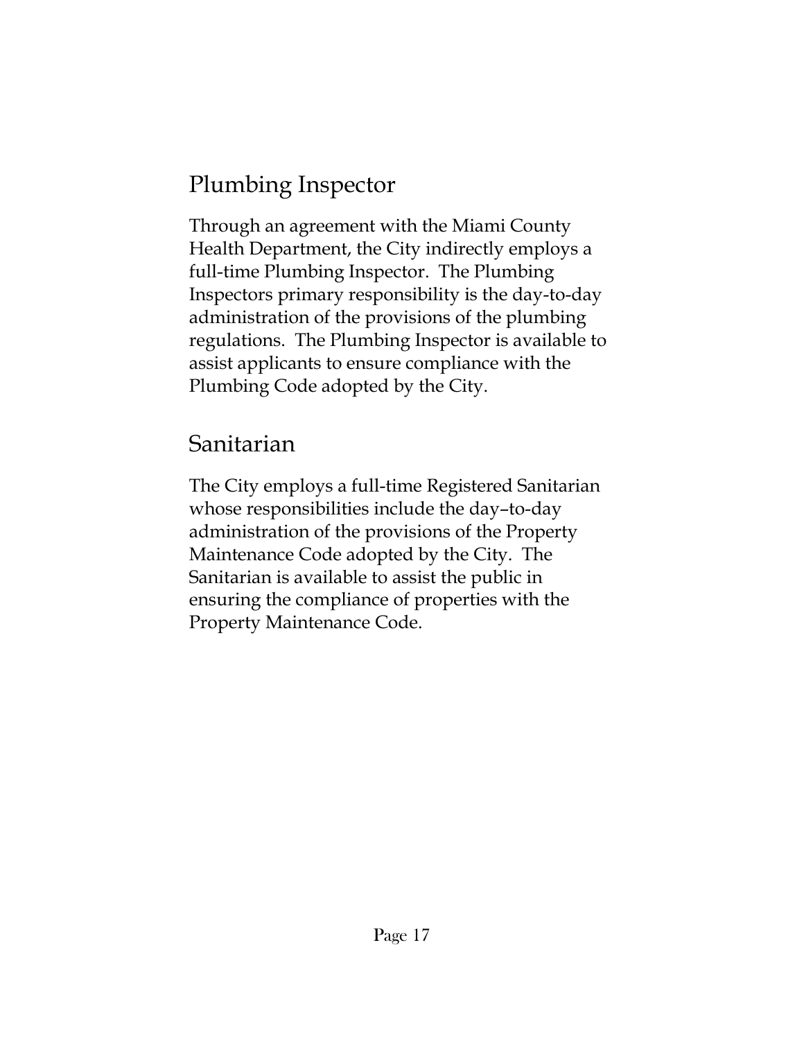## Plumbing Inspector

Through an agreement with the Miami County Health Department, the City indirectly employs a full-time Plumbing Inspector. The Plumbing Inspectors primary responsibility is the day-to-day administration of the provisions of the plumbing regulations. The Plumbing Inspector is available to assist applicants to ensure compliance with the Plumbing Code adopted by the City.

## Sanitarian

The City employs a full-time Registered Sanitarian whose responsibilities include the day–to-day administration of the provisions of the Property Maintenance Code adopted by the City. The Sanitarian is available to assist the public in ensuring the compliance of properties with the Property Maintenance Code.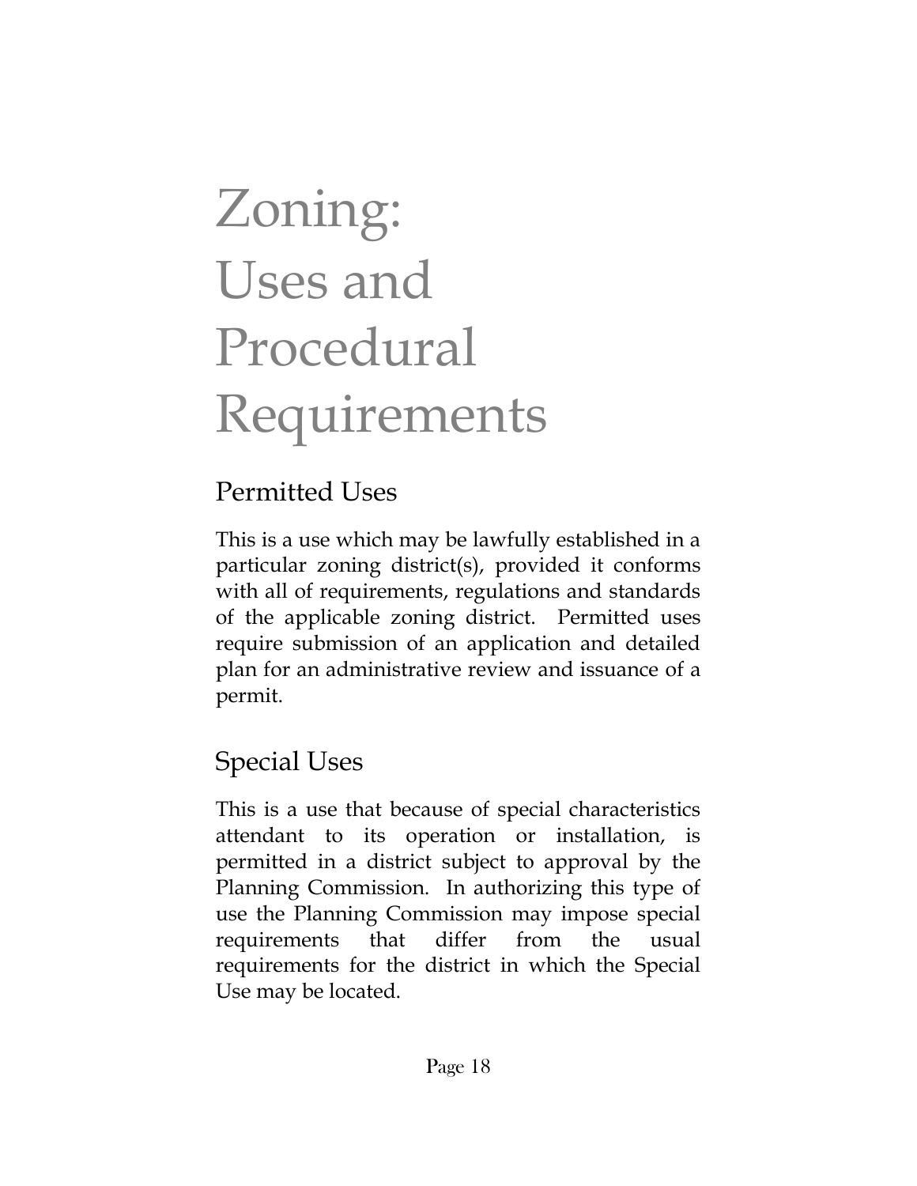# Zoning: Uses and Procedural Requirements

## Permitted Uses

This is a use which may be lawfully established in a particular zoning district(s), provided it conforms with all of requirements, regulations and standards of the applicable zoning district. Permitted uses require submission of an application and detailed plan for an administrative review and issuance of a permit.

## Special Uses

This is a use that because of special characteristics attendant to its operation or installation, is permitted in a district subject to approval by the Planning Commission. In authorizing this type of use the Planning Commission may impose special requirements that differ from the usual requirements for the district in which the Special Use may be located.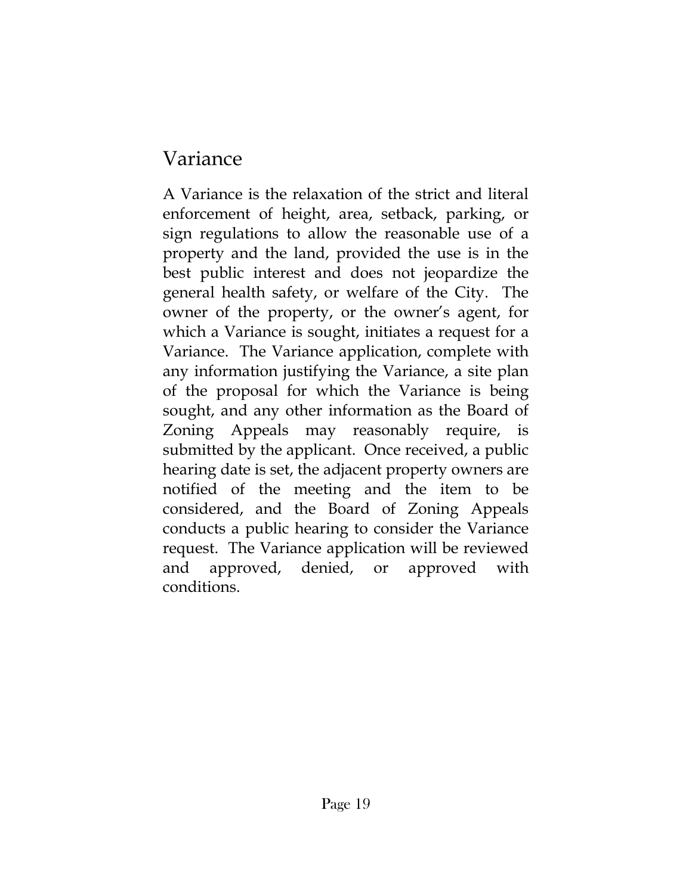## Variance

A Variance is the relaxation of the strict and literal enforcement of height, area, setback, parking, or sign regulations to allow the reasonable use of a property and the land, provided the use is in the best public interest and does not jeopardize the general health safety, or welfare of the City. The owner of the property, or the owner's agent, for which a Variance is sought, initiates a request for a Variance. The Variance application, complete with any information justifying the Variance, a site plan of the proposal for which the Variance is being sought, and any other information as the Board of Zoning Appeals may reasonably require, is submitted by the applicant. Once received, a public hearing date is set, the adjacent property owners are notified of the meeting and the item to be considered, and the Board of Zoning Appeals conducts a public hearing to consider the Variance request. The Variance application will be reviewed and approved, denied, or approved with conditions.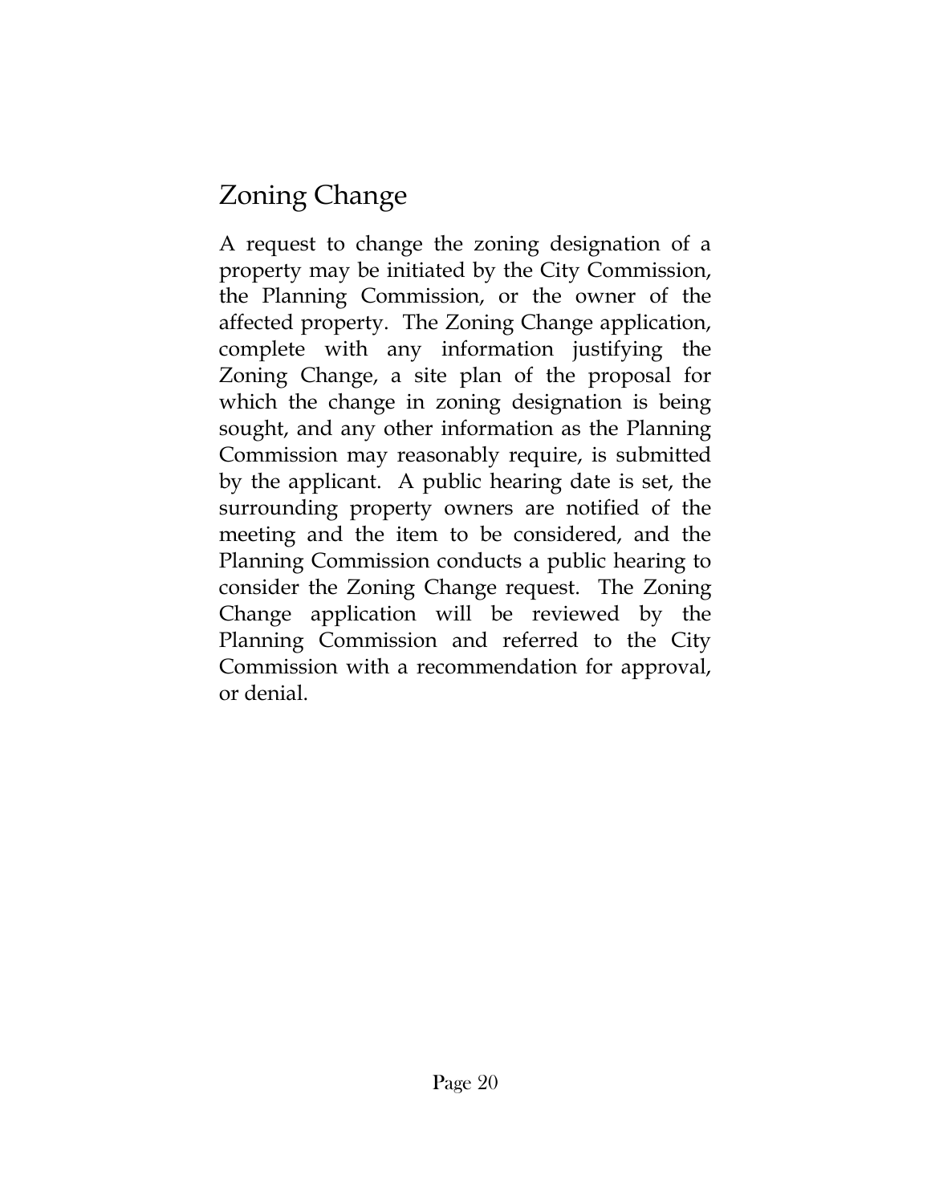## Zoning Change

A request to change the zoning designation of a property may be initiated by the City Commission, the Planning Commission, or the owner of the affected property. The Zoning Change application, complete with any information justifying the Zoning Change, a site plan of the proposal for which the change in zoning designation is being sought, and any other information as the Planning Commission may reasonably require, is submitted by the applicant. A public hearing date is set, the surrounding property owners are notified of the meeting and the item to be considered, and the Planning Commission conducts a public hearing to consider the Zoning Change request. The Zoning Change application will be reviewed by the Planning Commission and referred to the City Commission with a recommendation for approval, or denial.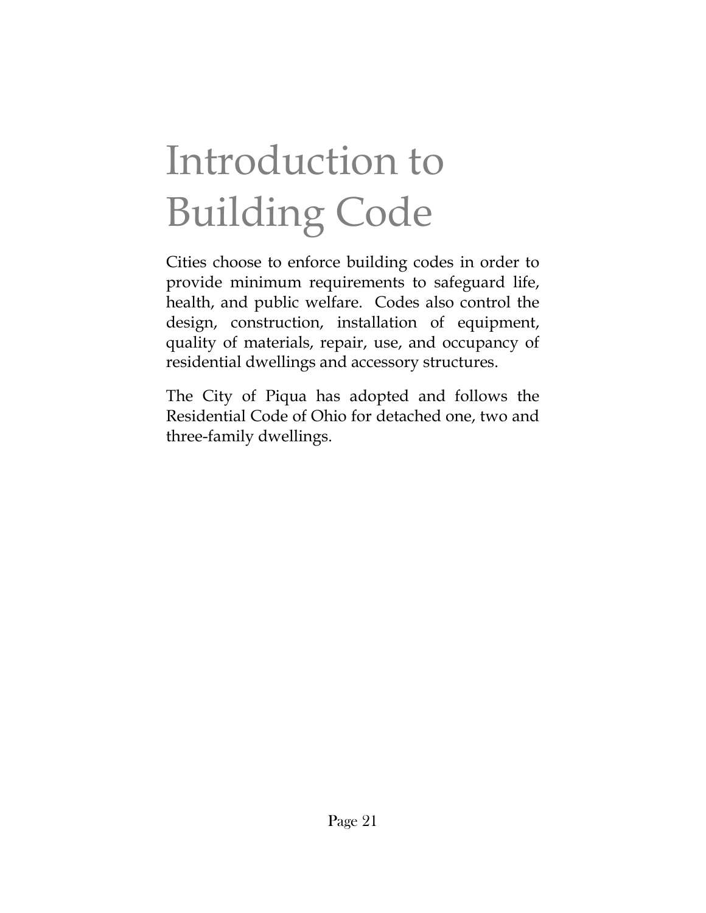# Introduction to Building Code

Cities choose to enforce building codes in order to provide minimum requirements to safeguard life, health, and public welfare. Codes also control the design, construction, installation of equipment, quality of materials, repair, use, and occupancy of residential dwellings and accessory structures.

The City of Piqua has adopted and follows the Residential Code of Ohio for detached one, two and three-family dwellings.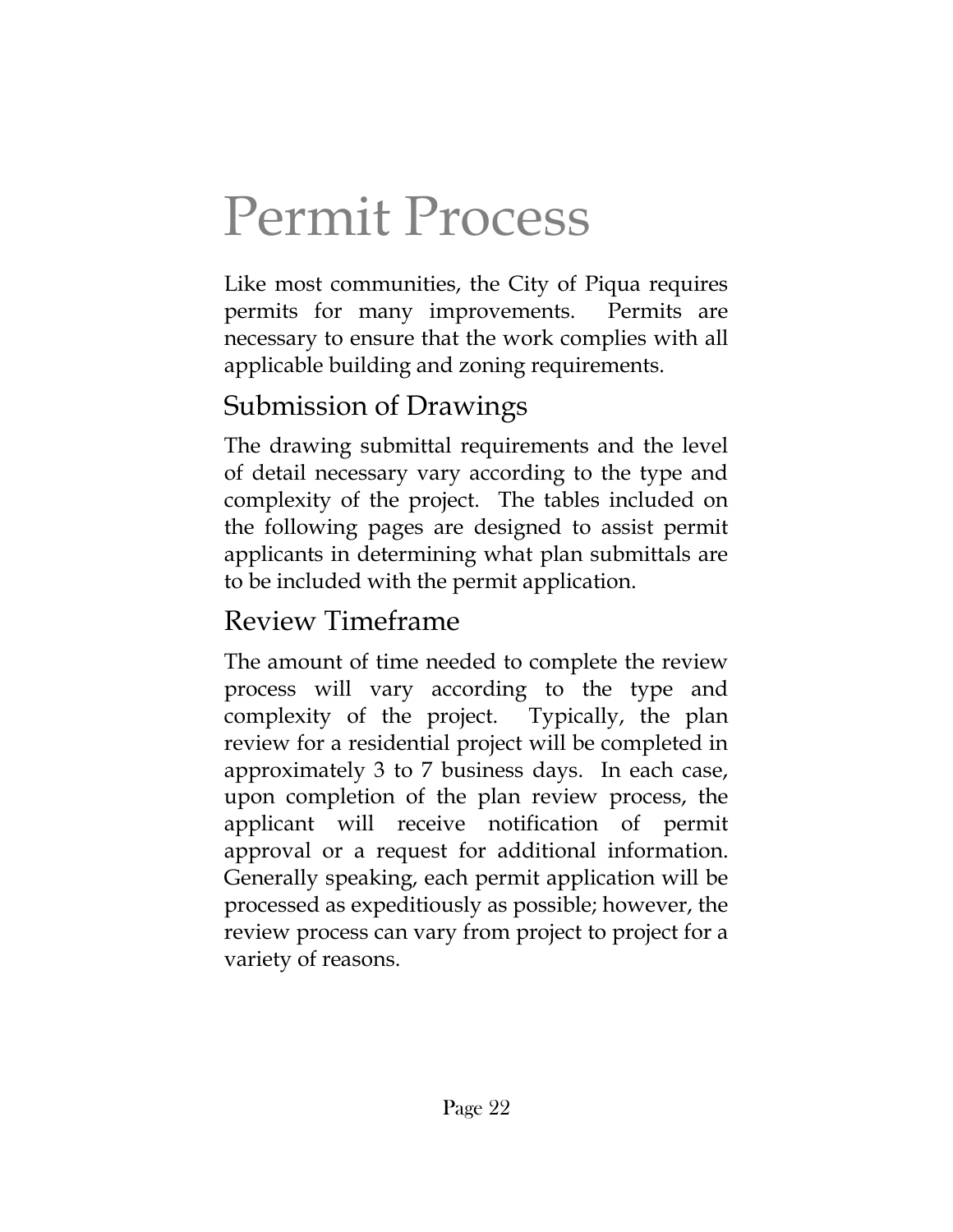# Permit Process

Like most communities, the City of Piqua requires permits for many improvements. Permits are necessary to ensure that the work complies with all applicable building and zoning requirements.

## Submission of Drawings

The drawing submittal requirements and the level of detail necessary vary according to the type and complexity of the project. The tables included on the following pages are designed to assist permit applicants in determining what plan submittals are to be included with the permit application.

## Review Timeframe

The amount of time needed to complete the review process will vary according to the type and complexity of the project. Typically, the plan review for a residential project will be completed in approximately 3 to 7 business days. In each case, upon completion of the plan review process, the applicant will receive notification of permit approval or a request for additional information. Generally speaking, each permit application will be processed as expeditiously as possible; however, the review process can vary from project to project for a variety of reasons.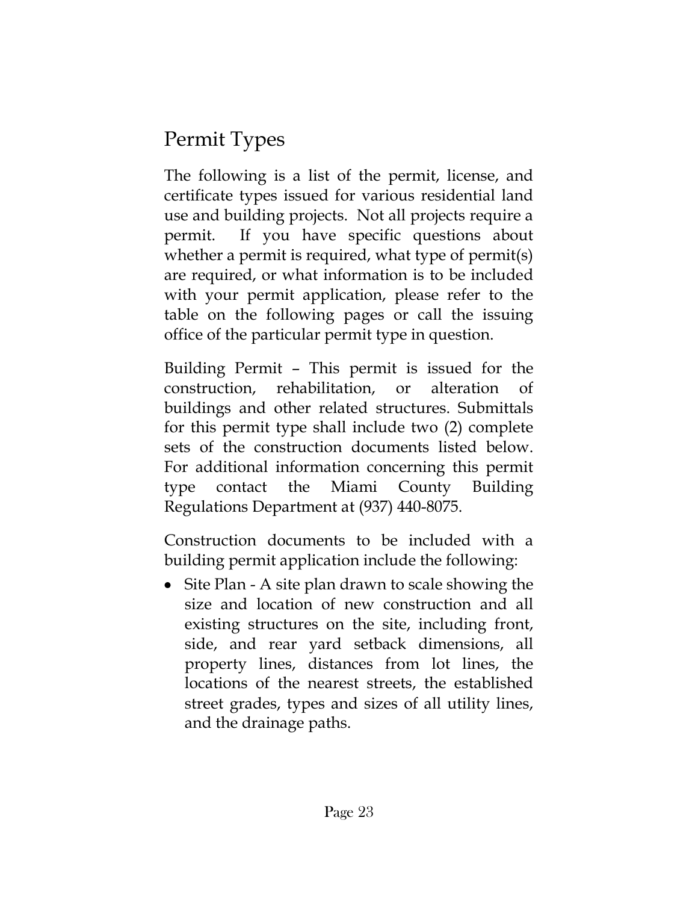# Permit Types

The following is a list of the permit, license, and certificate types issued for various residential land use and building projects. Not all projects require a permit. If you have specific questions about whether a permit is required, what type of permit(s) are required, or what information is to be included with your permit application, please refer to the table on the following pages or call the issuing office of the particular permit type in question.

Building Permit – This permit is issued for the construction, rehabilitation, or alteration of buildings and other related structures. Submittals for this permit type shall include two (2) complete sets of the construction documents listed below. For additional information concerning this permit type contact the Miami County Building Regulations Department at (937) 440-8075.

Construction documents to be included with a building permit application include the following:

- Site Plan - A site plan drawn to scale showing the size and location of new construction and all existing structures on the site, including front, side, and rear yard setback dimensions, all property lines, distances from lot lines, the locations of the nearest streets, the established street grades, types and sizes of all utility lines, and the drainage paths.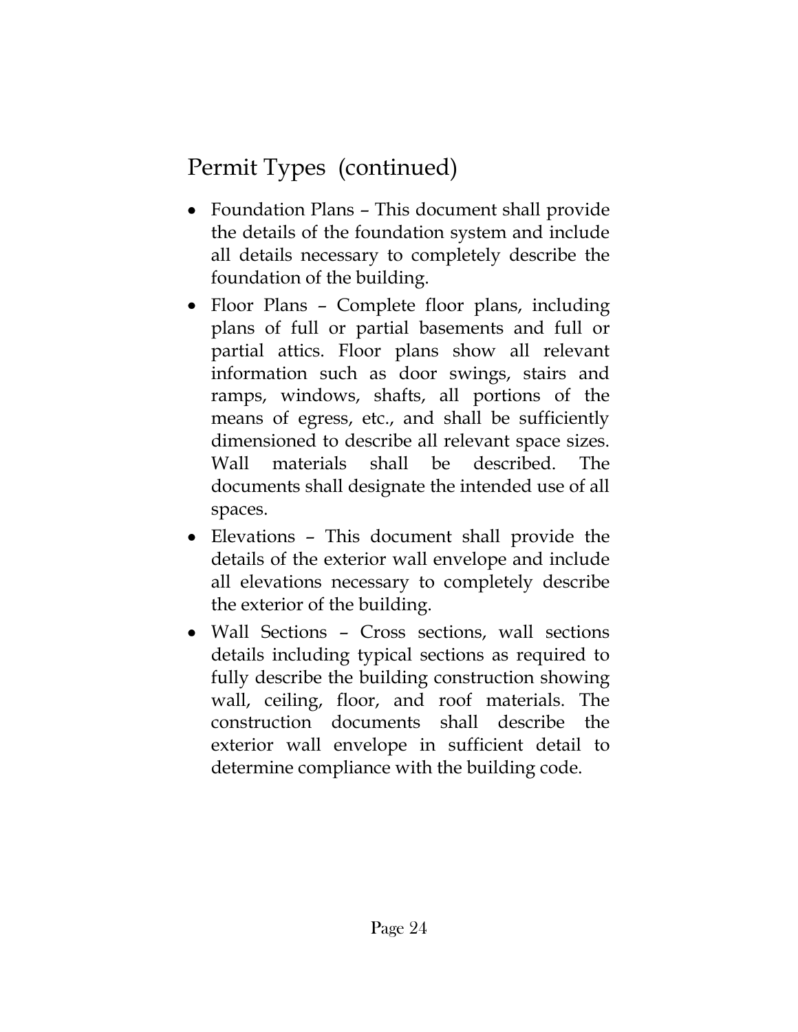## Permit Types (continued)

- Foundation Plans – This document shall provide the details of the foundation system and include all details necessary to completely describe the foundation of the building.
- Floor Plans – Complete floor plans, including plans of full or partial basements and full or partial attics. Floor plans show all relevant information such as door swings, stairs and ramps, windows, shafts, all portions of the means of egress, etc., and shall be sufficiently dimensioned to describe all relevant space sizes. Wall materials shall be described. The documents shall designate the intended use of all spaces.
- Elevations – This document shall provide the details of the exterior wall envelope and include all elevations necessary to completely describe the exterior of the building.
- Wall Sections – Cross sections, wall sections details including typical sections as required to fully describe the building construction showing wall, ceiling, floor, and roof materials. The construction documents shall describe the exterior wall envelope in sufficient detail to determine compliance with the building code.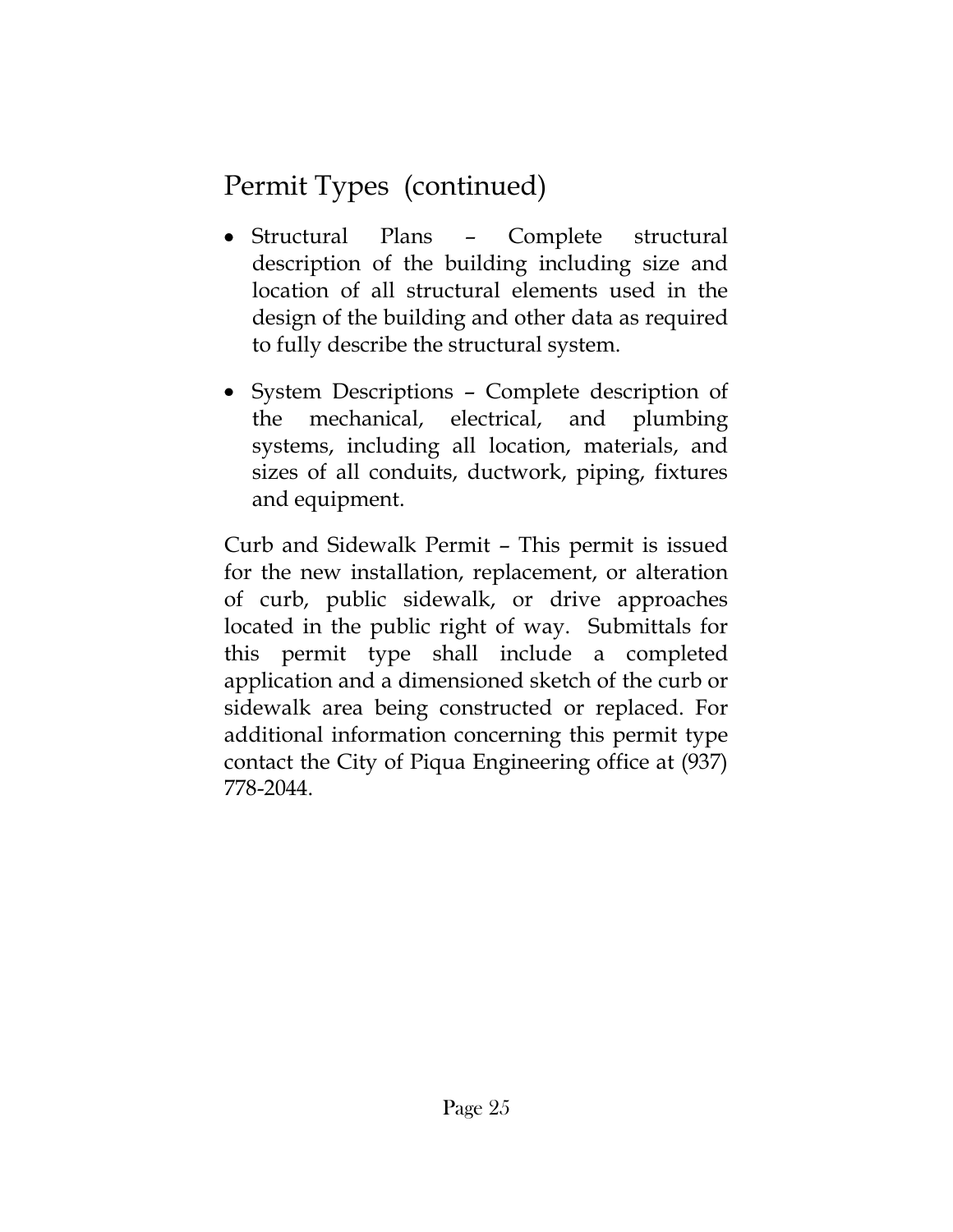## Permit Types (continued)

- Structural Plans – Complete structural description of the building including size and location of all structural elements used in the design of the building and other data as required to fully describe the structural system.
- System Descriptions – Complete description of the mechanical, electrical, and plumbing systems, including all location, materials, and sizes of all conduits, ductwork, piping, fixtures and equipment.

Curb and Sidewalk Permit – This permit is issued for the new installation, replacement, or alteration of curb, public sidewalk, or drive approaches located in the public right of way. Submittals for this permit type shall include a completed application and a dimensioned sketch of the curb or sidewalk area being constructed or replaced. For additional information concerning this permit type contact the City of Piqua Engineering office at (937) 778-2044.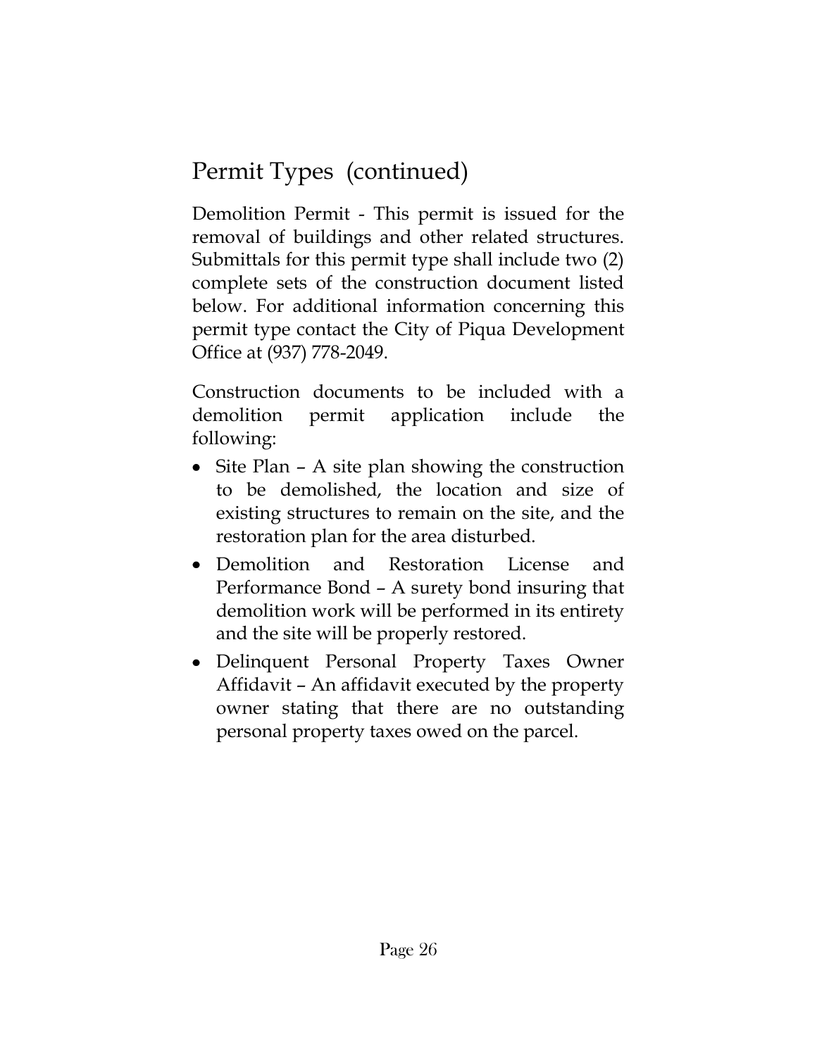## Permit Types (continued)

Demolition Permit - This permit is issued for the removal of buildings and other related structures. Submittals for this permit type shall include two (2) complete sets of the construction document listed below. For additional information concerning this permit type contact the City of Piqua Development Office at (937) 778-2049.

Construction documents to be included with a demolition permit application include the following:

- Site Plan – A site plan showing the construction to be demolished, the location and size of existing structures to remain on the site, and the restoration plan for the area disturbed.
- Demolition and Restoration License and Performance Bond – A surety bond insuring that demolition work will be performed in its entirety and the site will be properly restored.
- Delinquent Personal Property Taxes Owner Affidavit – An affidavit executed by the property owner stating that there are no outstanding personal property taxes owed on the parcel.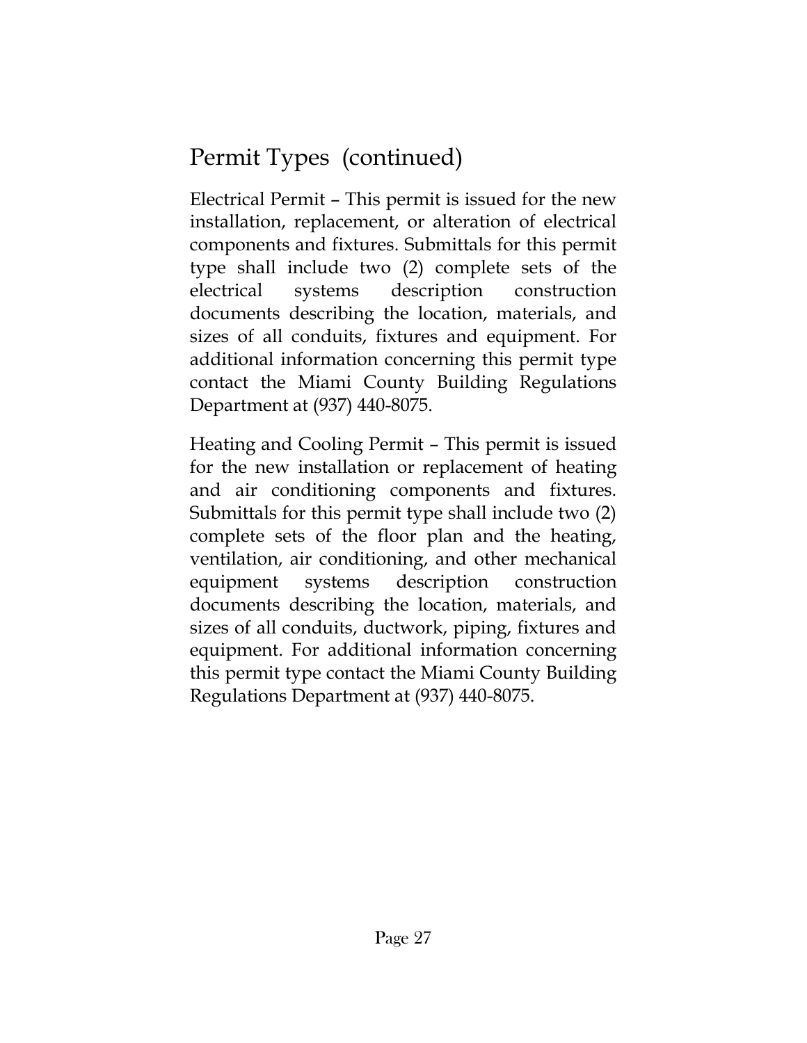## Permit Types (continued)

Electrical Permit – This permit is issued for the new installation, replacement, or alteration of electrical components and fixtures. Submittals for this permit type shall include two (2) complete sets of the electrical systems description construction documents describing the location, materials, and sizes of all conduits, fixtures and equipment. For additional information concerning this permit type contact the Miami County Building Regulations Department at (937) 440-8075.

Heating and Cooling Permit – This permit is issued for the new installation or replacement of heating and air conditioning components and fixtures. Submittals for this permit type shall include two (2) complete sets of the floor plan and the heating, ventilation, air conditioning, and other mechanical equipment systems description construction documents describing the location, materials, and sizes of all conduits, ductwork, piping, fixtures and equipment. For additional information concerning this permit type contact the Miami County Building Regulations Department at (937) 440-8075.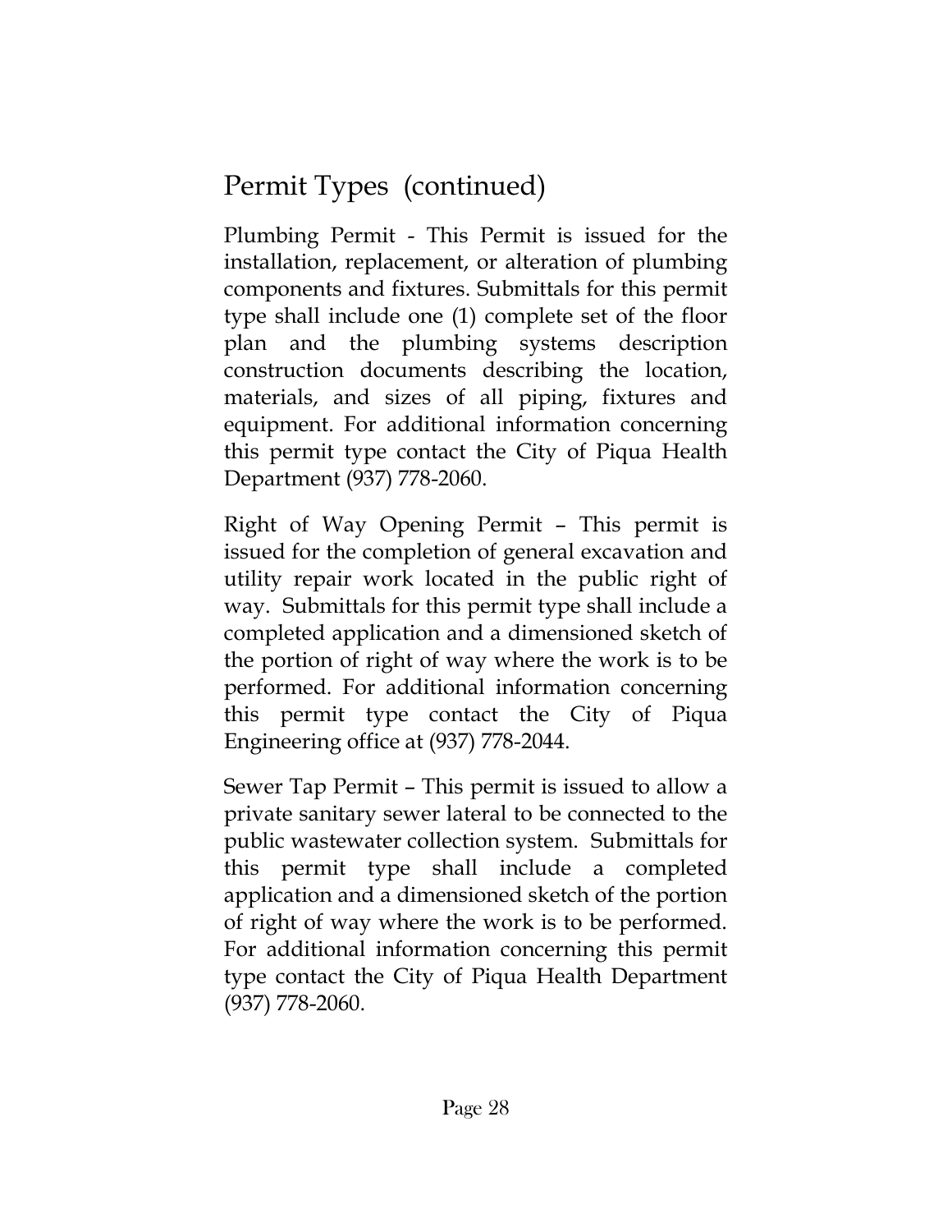## Permit Types (continued)

Plumbing Permit - This Permit is issued for the installation, replacement, or alteration of plumbing components and fixtures. Submittals for this permit type shall include one (1) complete set of the floor plan and the plumbing systems description construction documents describing the location, materials, and sizes of all piping, fixtures and equipment. For additional information concerning this permit type contact the City of Piqua Health Department (937) 778-2060.

Right of Way Opening Permit – This permit is issued for the completion of general excavation and utility repair work located in the public right of way. Submittals for this permit type shall include a completed application and a dimensioned sketch of the portion of right of way where the work is to be performed. For additional information concerning this permit type contact the City of Piqua Engineering office at (937) 778-2044.

Sewer Tap Permit – This permit is issued to allow a private sanitary sewer lateral to be connected to the public wastewater collection system. Submittals for this permit type shall include a completed application and a dimensioned sketch of the portion of right of way where the work is to be performed. For additional information concerning this permit type contact the City of Piqua Health Department (937) 778-2060.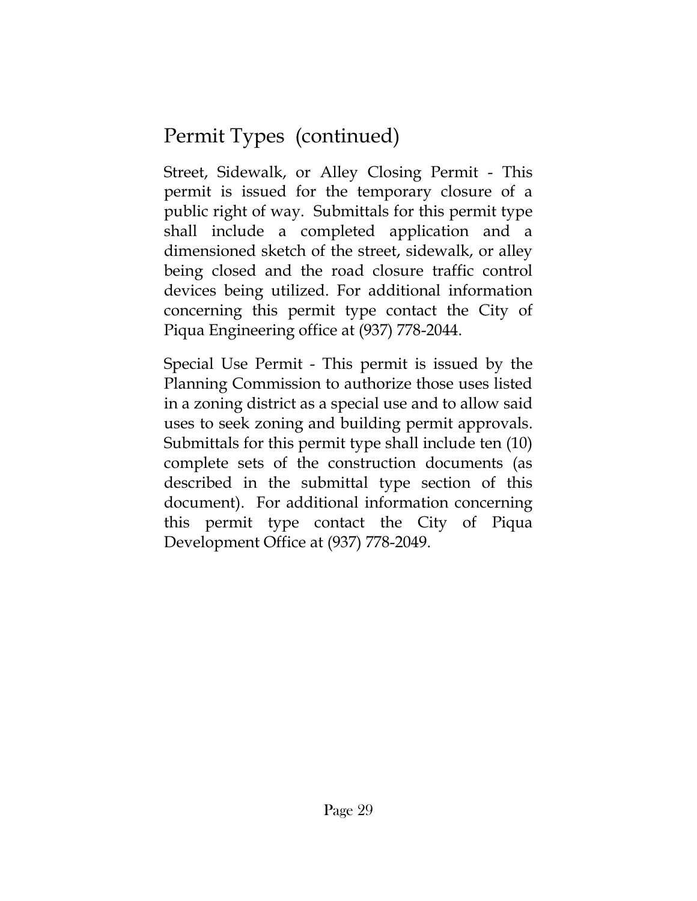## Permit Types (continued)

Street, Sidewalk, or Alley Closing Permit - This permit is issued for the temporary closure of a public right of way. Submittals for this permit type shall include a completed application and a dimensioned sketch of the street, sidewalk, or alley being closed and the road closure traffic control devices being utilized. For additional information concerning this permit type contact the City of Piqua Engineering office at (937) 778-2044.

Special Use Permit - This permit is issued by the Planning Commission to authorize those uses listed in a zoning district as a special use and to allow said uses to seek zoning and building permit approvals. Submittals for this permit type shall include ten (10) complete sets of the construction documents (as described in the submittal type section of this document). For additional information concerning this permit type contact the City of Piqua Development Office at (937) 778-2049.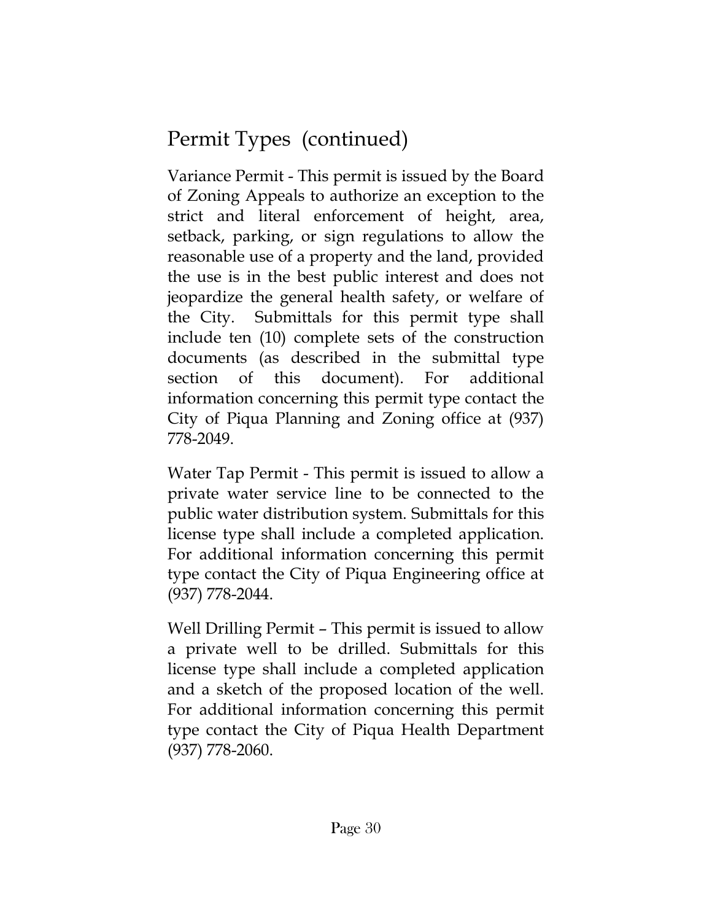## Permit Types (continued)

Variance Permit - This permit is issued by the Board of Zoning Appeals to authorize an exception to the strict and literal enforcement of height, area, setback, parking, or sign regulations to allow the reasonable use of a property and the land, provided the use is in the best public interest and does not jeopardize the general health safety, or welfare of the City. Submittals for this permit type shall include ten (10) complete sets of the construction documents (as described in the submittal type section of this document). For additional information concerning this permit type contact the City of Piqua Planning and Zoning office at (937) 778-2049.

Water Tap Permit - This permit is issued to allow a private water service line to be connected to the public water distribution system. Submittals for this license type shall include a completed application. For additional information concerning this permit type contact the City of Piqua Engineering office at (937) 778-2044.

Well Drilling Permit – This permit is issued to allow a private well to be drilled. Submittals for this license type shall include a completed application and a sketch of the proposed location of the well. For additional information concerning this permit type contact the City of Piqua Health Department (937) 778-2060.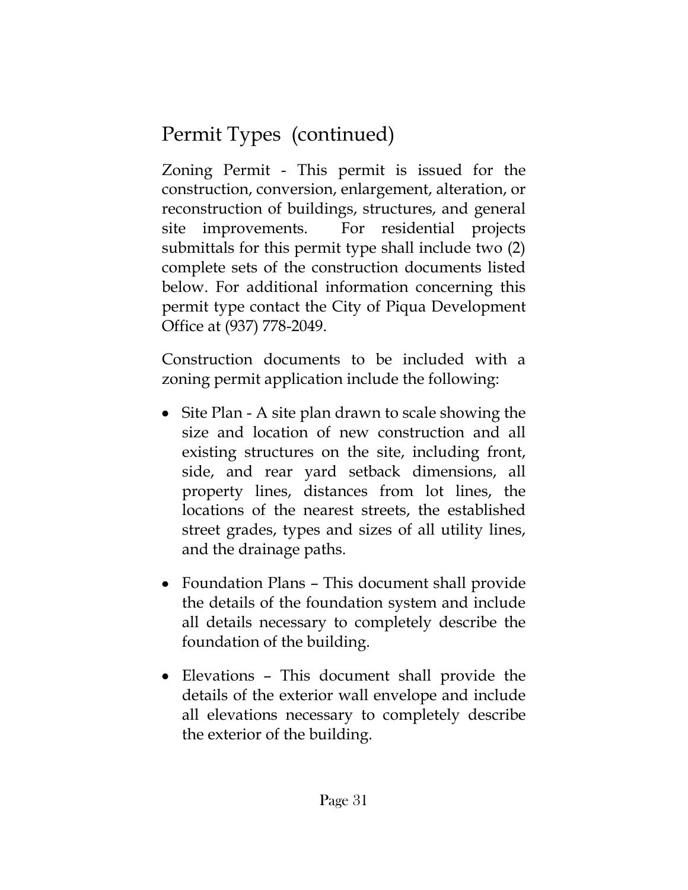## Permit Types (continued)

Zoning Permit - This permit is issued for the construction, conversion, enlargement, alteration, or reconstruction of buildings, structures, and general site improvements. For residential projects submittals for this permit type shall include two (2) complete sets of the construction documents listed below. For additional information concerning this permit type contact the City of Piqua Development Office at (937) 778-2049.

Construction documents to be included with a zoning permit application include the following:

- Site Plan - A site plan drawn to scale showing the size and location of new construction and all existing structures on the site, including front, side, and rear yard setback dimensions, all property lines, distances from lot lines, the locations of the nearest streets, the established street grades, types and sizes of all utility lines, and the drainage paths.
- Foundation Plans – This document shall provide the details of the foundation system and include all details necessary to completely describe the foundation of the building.
- Elevations – This document shall provide the details of the exterior wall envelope and include all elevations necessary to completely describe the exterior of the building.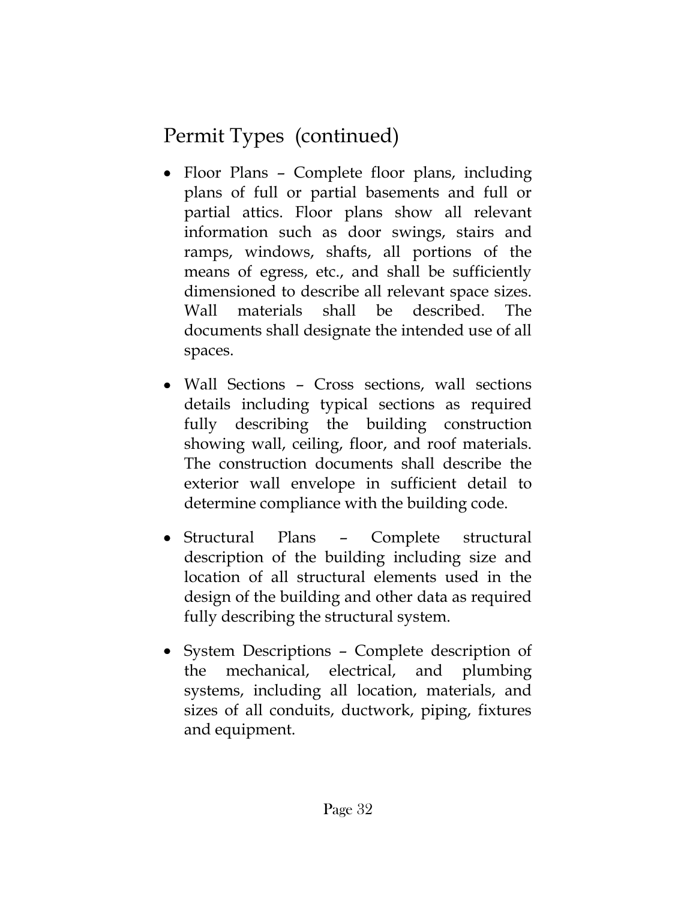## Permit Types (continued)

- Floor Plans – Complete floor plans, including plans of full or partial basements and full or partial attics. Floor plans show all relevant information such as door swings, stairs and ramps, windows, shafts, all portions of the means of egress, etc., and shall be sufficiently dimensioned to describe all relevant space sizes. Wall materials shall be described. The documents shall designate the intended use of all spaces.

- Wall Sections – Cross sections, wall sections details including typical sections as required fully describing the building construction showing wall, ceiling, floor, and roof materials. The construction documents shall describe the exterior wall envelope in sufficient detail to determine compliance with the building code.

- Structural Plans – Complete structural description of the building including size and location of all structural elements used in the design of the building and other data as required fully describing the structural system.

- System Descriptions – Complete description of the mechanical, electrical, and plumbing systems, including all location, materials, and sizes of all conduits, ductwork, piping, fixtures and equipment.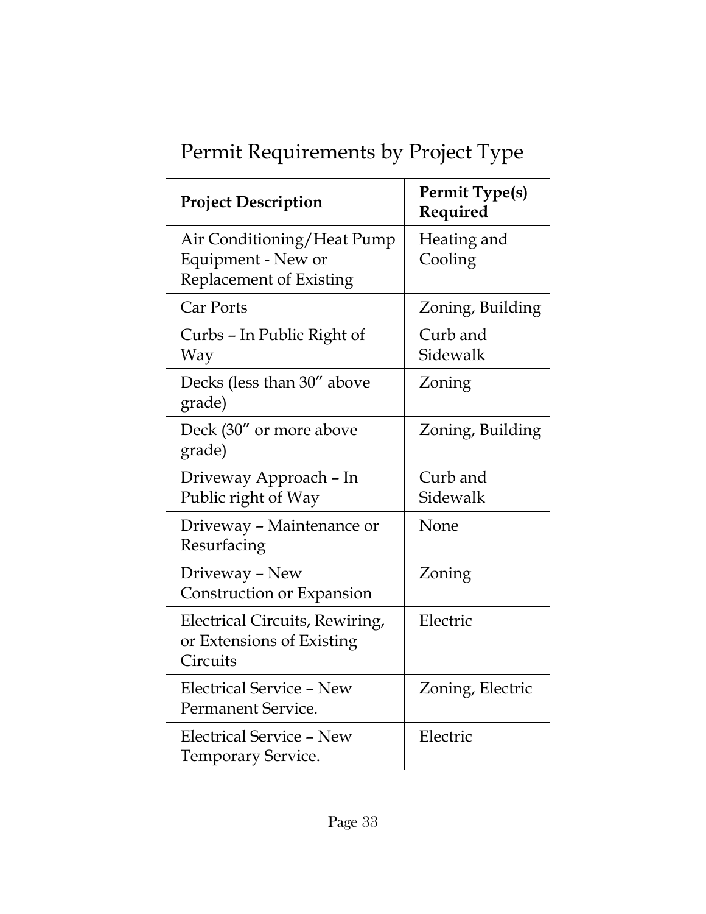# Permit Requirements by Project Type

| Project Description | Permit Type(s) Required |
| --- | --- |
| Air Conditioning/Heat Pump Equipment - New or Replacement of Existing | Heating and Cooling |
| Car Ports | Zoning, Building |
| Curbs – In Public Right of Way | Curb and Sidewalk |
| Decks (less than 30" above grade) | Zoning |
| Deck (30" or more above grade) | Zoning, Building |
| Driveway Approach – In Public right of Way | Curb and Sidewalk |
| Driveway – Maintenance or Resurfacing | None |
| Driveway – New Construction or Expansion | Zoning |
| Electrical Circuits, Rewiring, or Extensions of Existing Circuits | Electric |
| Electrical Service – New Permanent Service. | Zoning, Electric |
| Electrical Service – New Temporary Service. | Electric |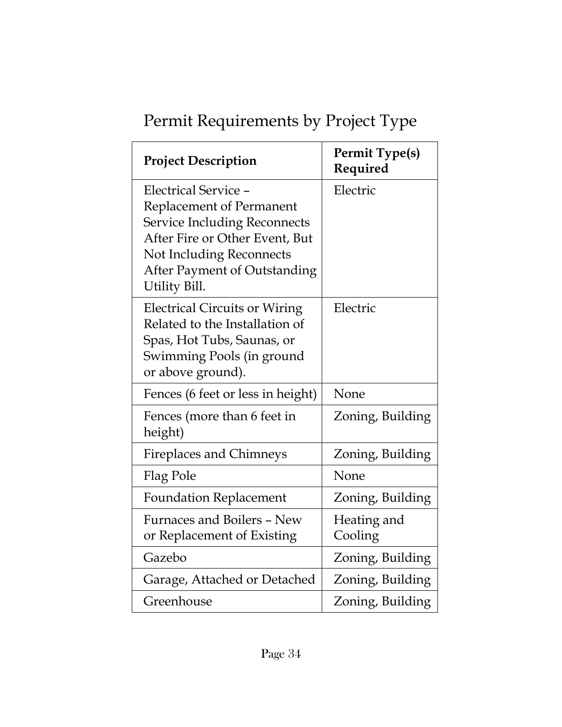# Permit Requirements by Project Type

| Project Description | Permit Type(s) Required |
|---|---|
| Electrical Service – Replacement of Permanent Service Including Reconnects After Fire or Other Event, But Not Including Reconnects After Payment of Outstanding Utility Bill. | Electric |
| Electrical Circuits or Wiring Related to the Installation of Spas, Hot Tubs, Saunas, or Swimming Pools (in ground or above ground). | Electric |
| Fences (6 feet or less in height) | None |
| Fences (more than 6 feet in height) | Zoning, Building |
| Fireplaces and Chimneys | Zoning, Building |
| Flag Pole | None |
| Foundation Replacement | Zoning, Building |
| Furnaces and Boilers – New or Replacement of Existing | Heating and Cooling |
| Gazebo | Zoning, Building |
| Garage, Attached or Detached | Zoning, Building |
| Greenhouse | Zoning, Building |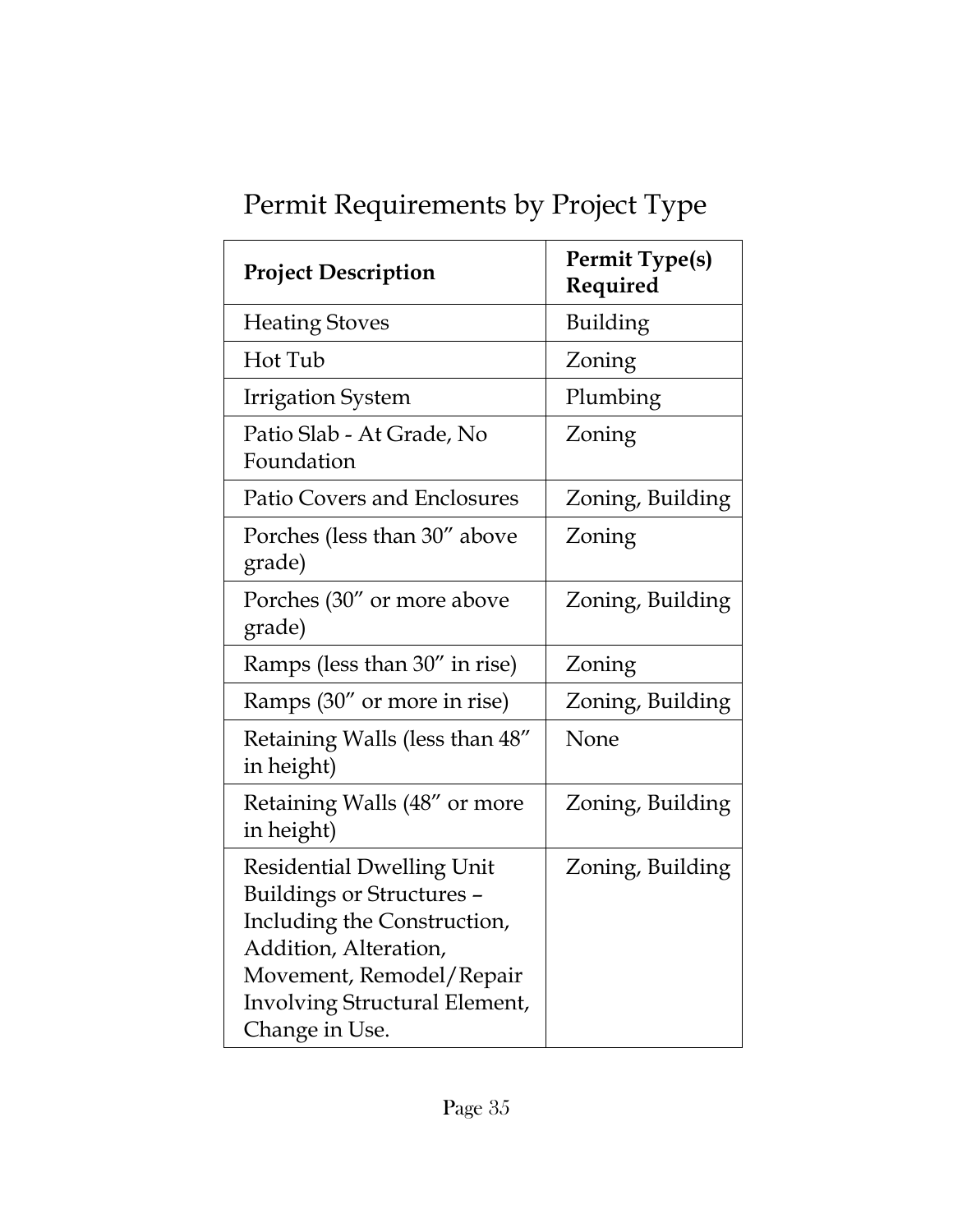# Permit Requirements by Project Type

| **Project Description** | **Permit Type(s) Required** |
| --- | --- |
| Heating Stoves | Building |
| Hot Tub | Zoning |
| Irrigation System | Plumbing |
| Patio Slab - At Grade, No Foundation | Zoning |
| Patio Covers and Enclosures | Zoning, Building |
| Porches (less than 30” above grade) | Zoning |
| Porches (30” or more above grade) | Zoning, Building |
| Ramps (less than 30” in rise) | Zoning |
| Ramps (30” or more in rise) | Zoning, Building |
| Retaining Walls (less than 48” in height) | None |
| Retaining Walls (48” or more in height) | Zoning, Building |
| Residential Dwelling Unit Buildings or Structures – Including the Construction, Addition, Alteration, Movement, Remodel/Repair Involving Structural Element, Change in Use. | Zoning, Building |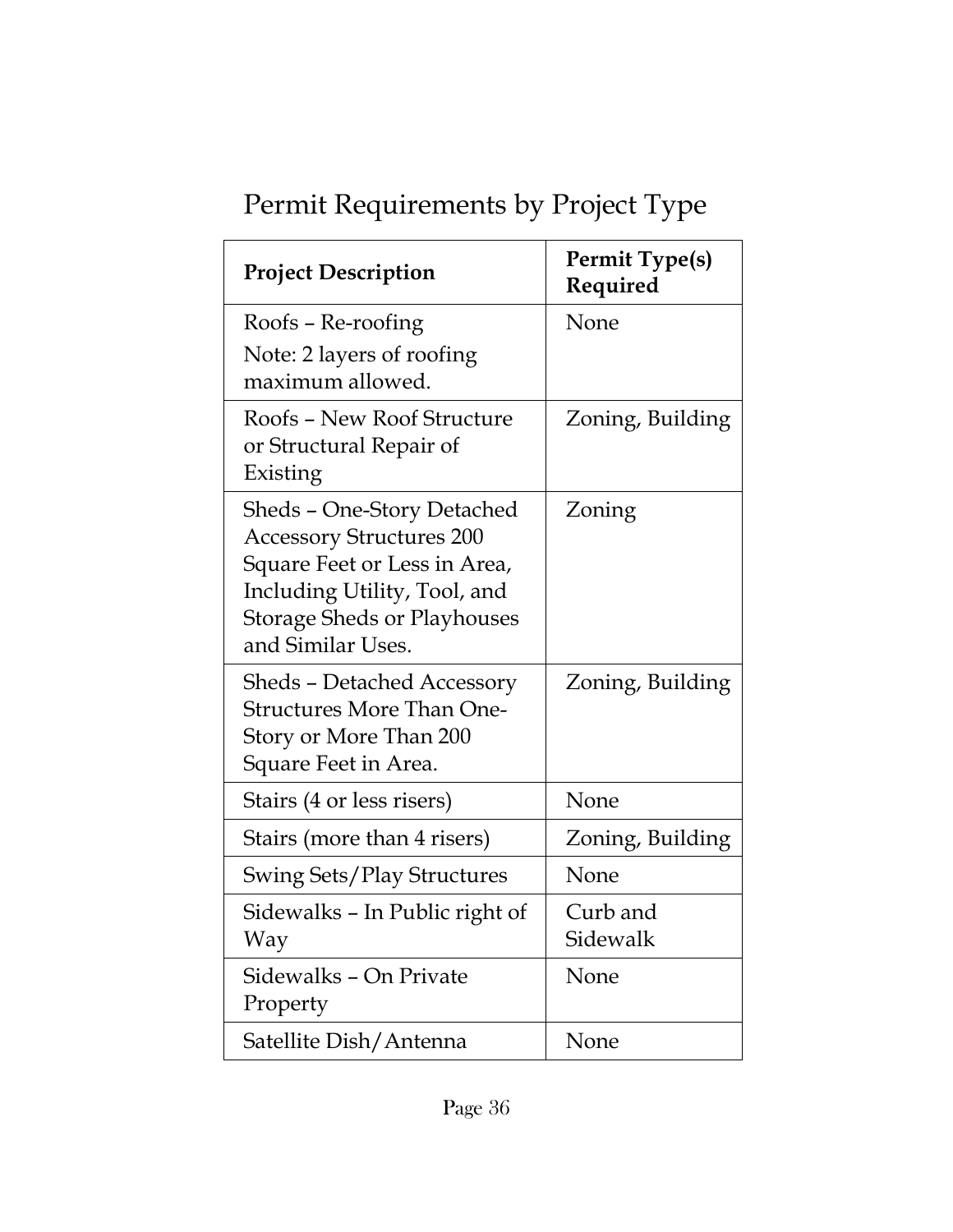# Permit Requirements by Project Type

| Project Description | Permit Type(s) Required |
|---|---|
| Roofs – Re-roofing<br>Note: 2 layers of roofing maximum allowed. | None |
| Roofs – New Roof Structure or Structural Repair of Existing | Zoning, Building |
| Sheds – One-Story Detached Accessory Structures 200 Square Feet or Less in Area, Including Utility, Tool, and Storage Sheds or Playhouses and Similar Uses. | Zoning |
| Sheds – Detached Accessory Structures More Than One-Story or More Than 200 Square Feet in Area. | Zoning, Building |
| Stairs (4 or less risers) | None |
| Stairs (more than 4 risers) | Zoning, Building |
| Swing Sets/Play Structures | None |
| Sidewalks – In Public right of Way | Curb and Sidewalk |
| Sidewalks – On Private Property | None |
| Satellite Dish/Antenna | None |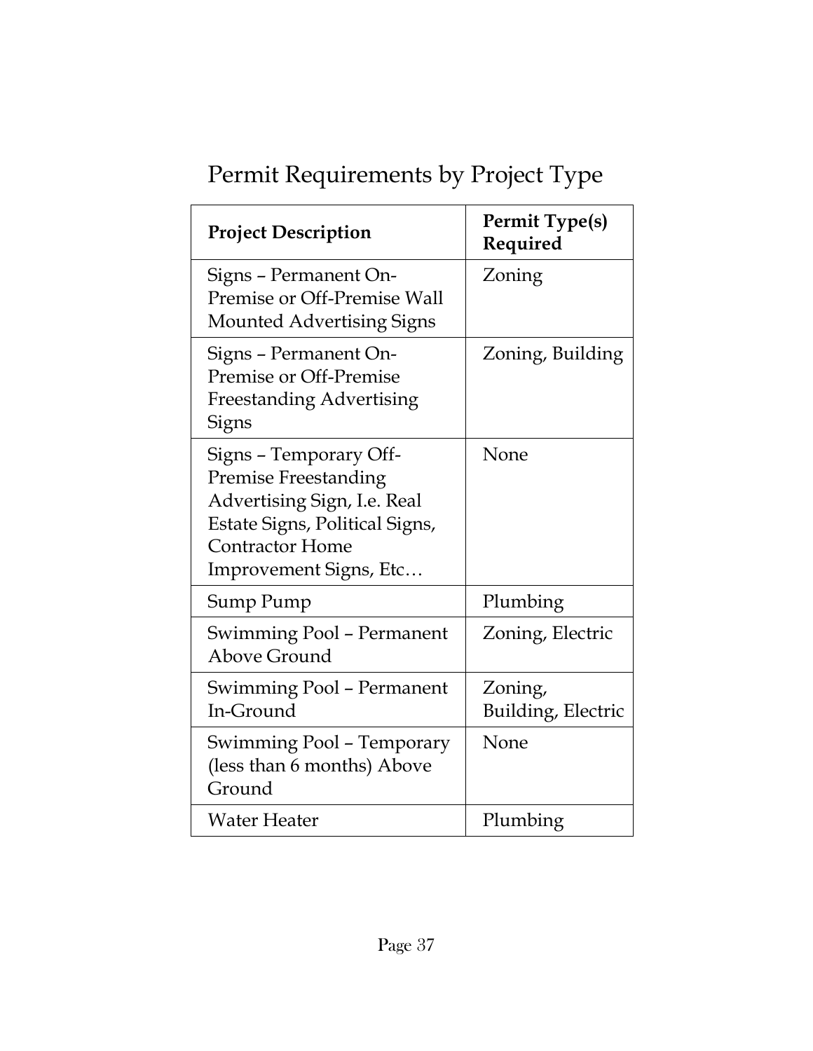# Permit Requirements by Project Type

| Project Description | Permit Type(s) Required |
|---|---|
| Signs – Permanent On-Premise or Off-Premise Wall Mounted Advertising Signs | Zoning |
| Signs – Permanent On-Premise or Off-Premise Freestanding Advertising Signs | Zoning, Building |
| Signs – Temporary Off-Premise Freestanding Advertising Sign, I.e. Real Estate Signs, Political Signs, Contractor Home Improvement Signs, Etc… | None |
| Sump Pump | Plumbing |
| Swimming Pool – Permanent Above Ground | Zoning, Electric |
| Swimming Pool – Permanent In-Ground | Zoning, Building, Electric |
| Swimming Pool – Temporary (less than 6 months) Above Ground | None |
| Water Heater | Plumbing |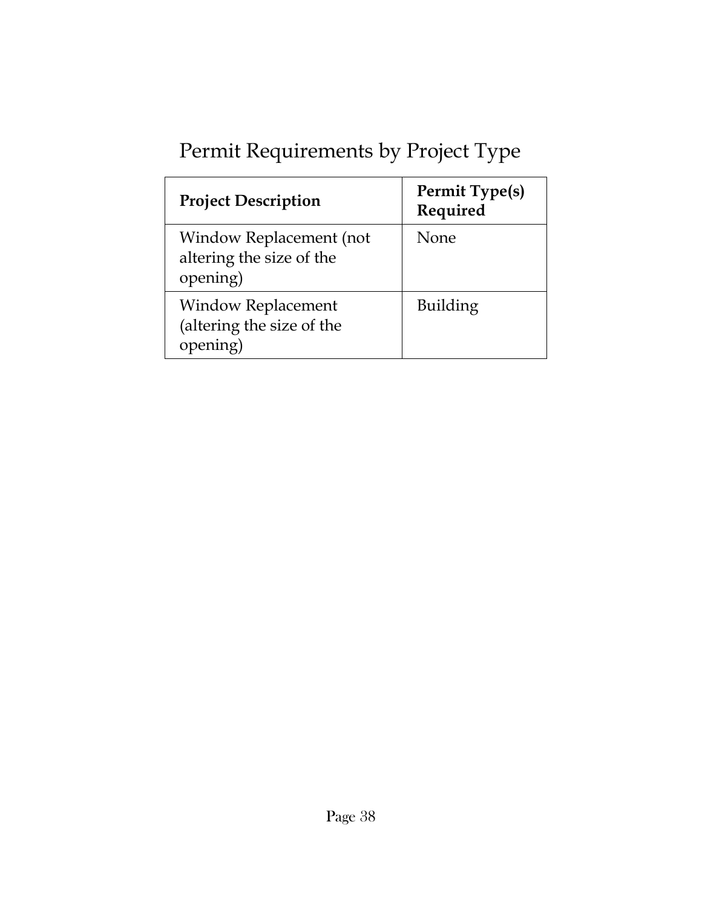# Permit Requirements by Project Type

| Project Description | Permit Type(s) Required |
|---|---|
| Window Replacement (not altering the size of the opening) | None |
| Window Replacement (altering the size of the opening) | Building |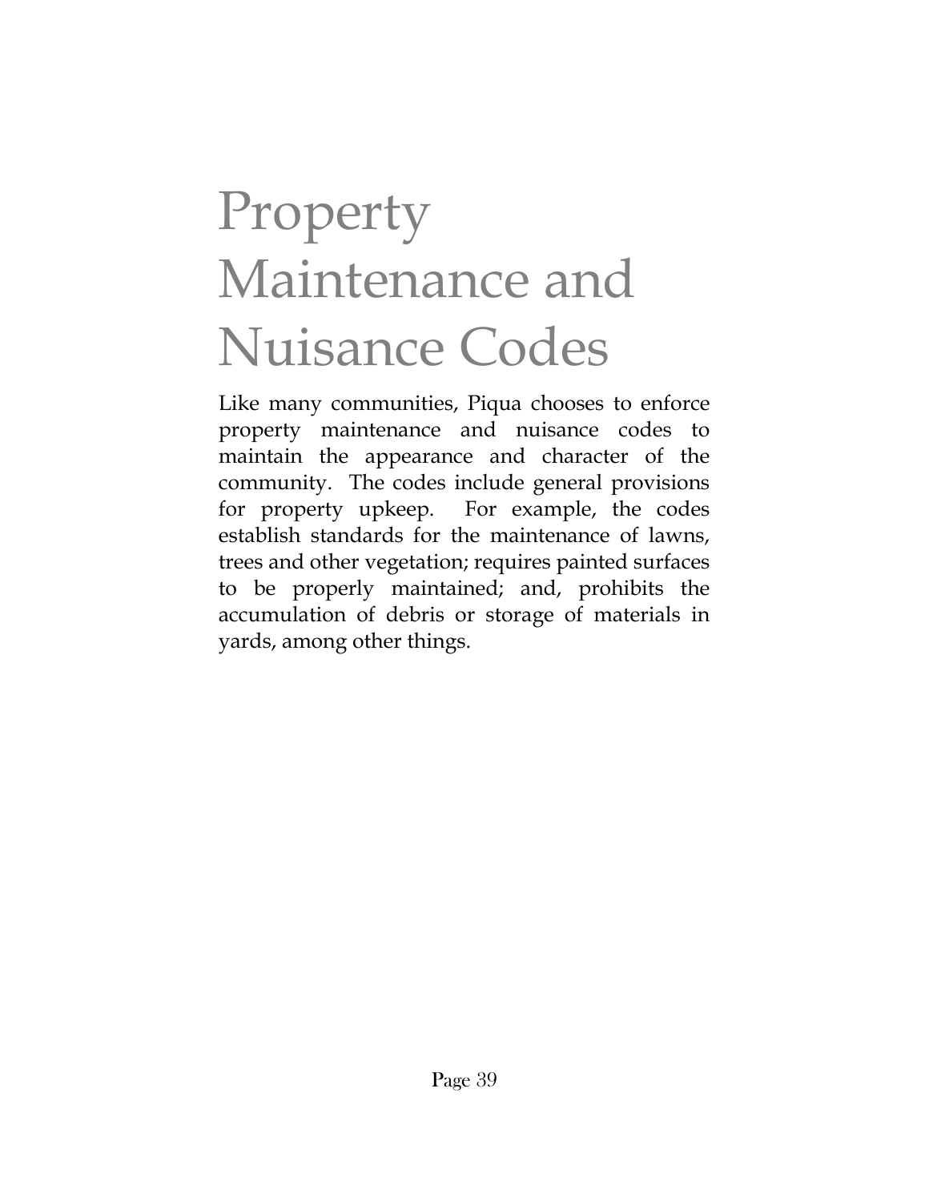# Property Maintenance and Nuisance Codes

Like many communities, Piqua chooses to enforce property maintenance and nuisance codes to maintain the appearance and character of the community. The codes include general provisions for property upkeep. For example, the codes establish standards for the maintenance of lawns, trees and other vegetation; requires painted surfaces to be properly maintained; and, prohibits the accumulation of debris or storage of materials in yards, among other things.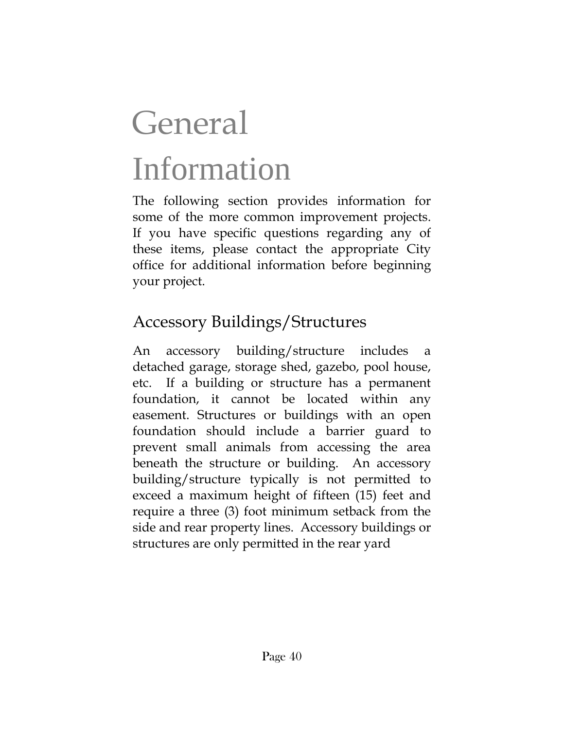# General Information

The following section provides information for some of the more common improvement projects. If you have specific questions regarding any of these items, please contact the appropriate City office for additional information before beginning your project.

## Accessory Buildings/Structures

An accessory building/structure includes a detached garage, storage shed, gazebo, pool house, etc. If a building or structure has a permanent foundation, it cannot be located within any easement. Structures or buildings with an open foundation should include a barrier guard to prevent small animals from accessing the area beneath the structure or building. An accessory building/structure typically is not permitted to exceed a maximum height of fifteen (15) feet and require a three (3) foot minimum setback from the side and rear property lines. Accessory buildings or structures are only permitted in the rear yard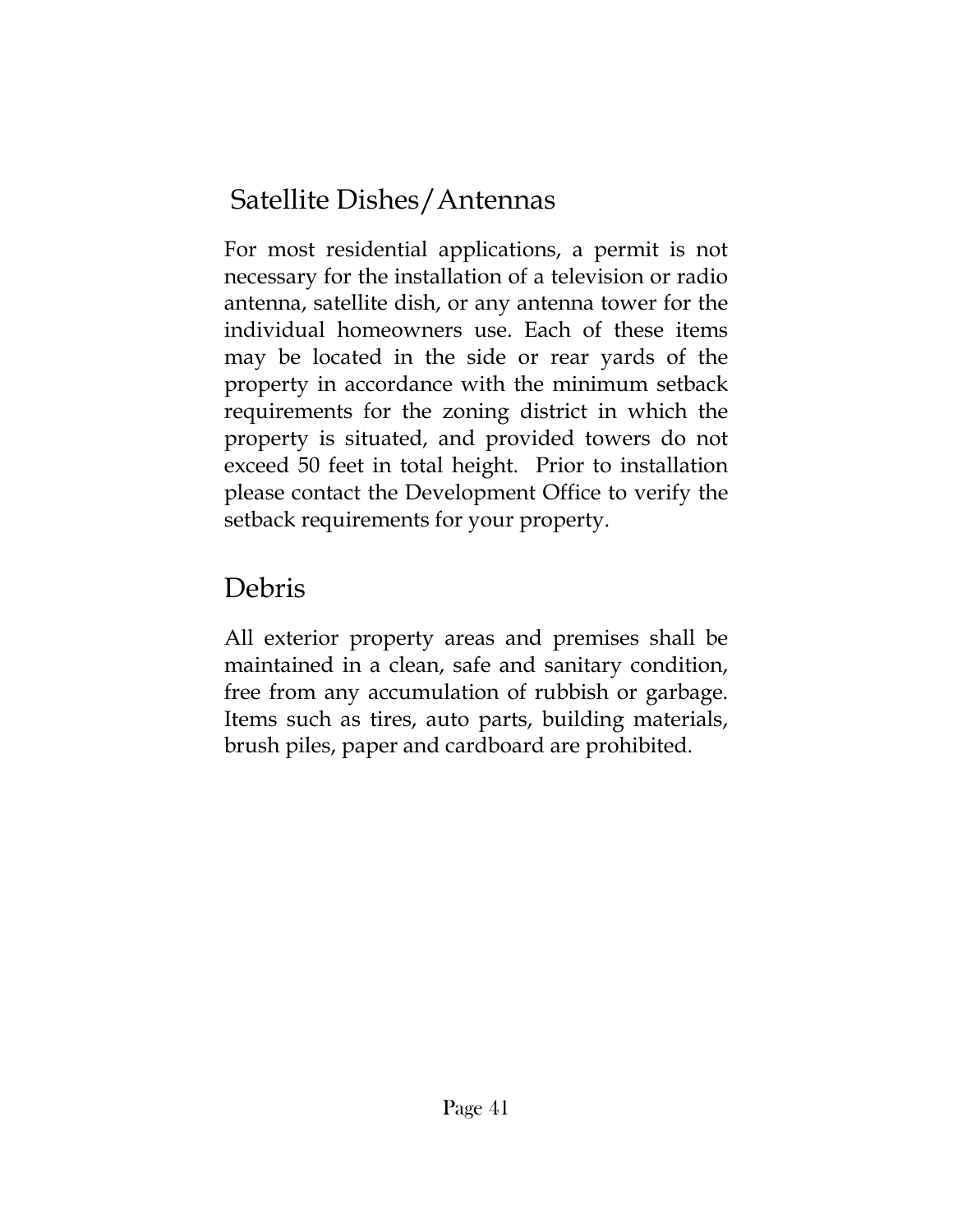## Satellite Dishes/Antennas

For most residential applications, a permit is not necessary for the installation of a television or radio antenna, satellite dish, or any antenna tower for the individual homeowners use. Each of these items may be located in the side or rear yards of the property in accordance with the minimum setback requirements for the zoning district in which the property is situated, and provided towers do not exceed 50 feet in total height. Prior to installation please contact the Development Office to verify the setback requirements for your property.

## Debris

All exterior property areas and premises shall be maintained in a clean, safe and sanitary condition, free from any accumulation of rubbish or garbage. Items such as tires, auto parts, building materials, brush piles, paper and cardboard are prohibited.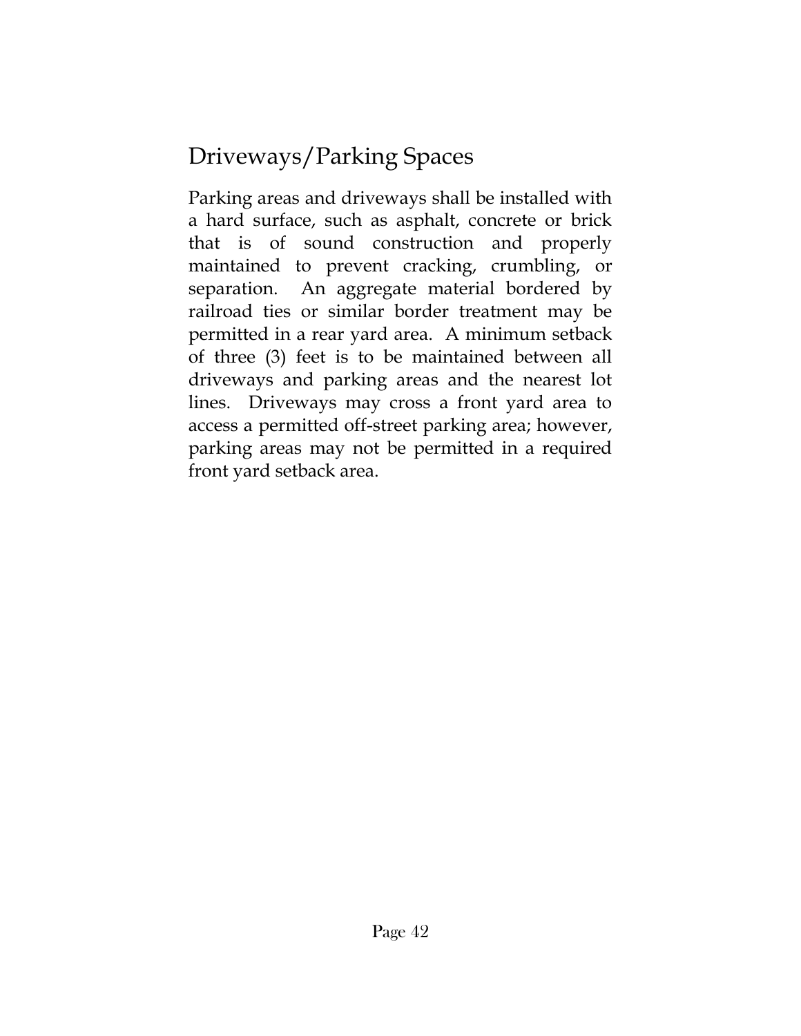## Driveways/Parking Spaces

Parking areas and driveways shall be installed with a hard surface, such as asphalt, concrete or brick that is of sound construction and properly maintained to prevent cracking, crumbling, or separation. An aggregate material bordered by railroad ties or similar border treatment may be permitted in a rear yard area. A minimum setback of three (3) feet is to be maintained between all driveways and parking areas and the nearest lot lines. Driveways may cross a front yard area to access a permitted off-street parking area; however, parking areas may not be permitted in a required front yard setback area.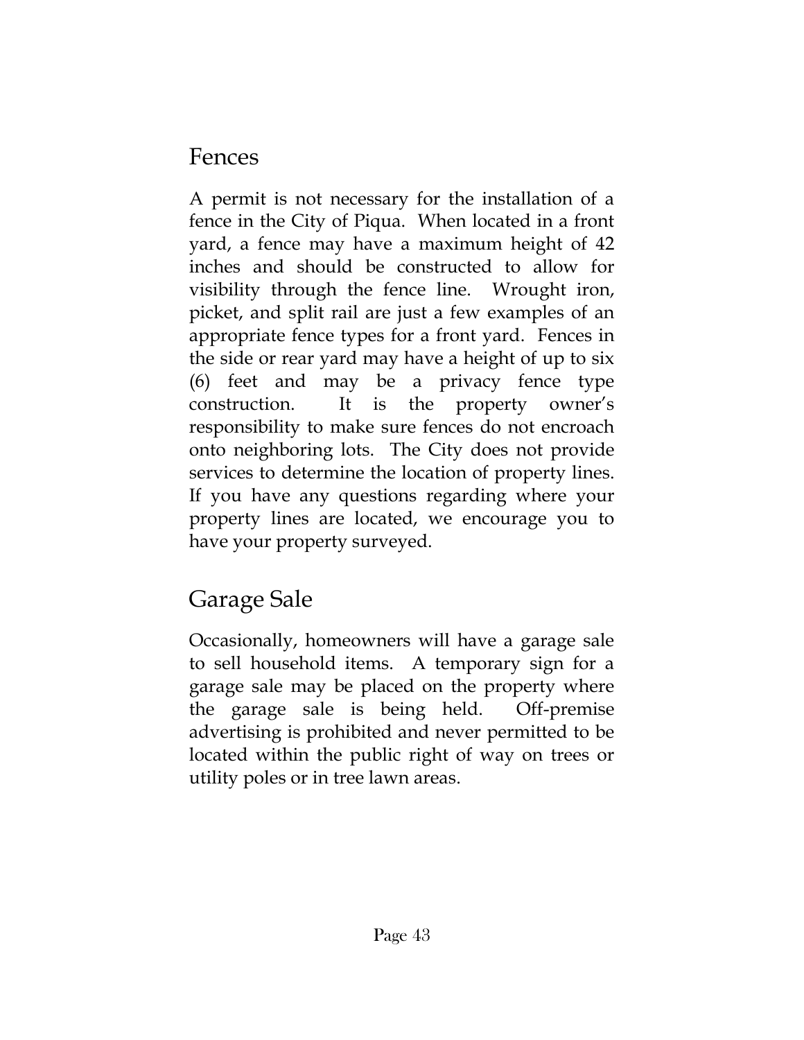## Fences

A permit is not necessary for the installation of a fence in the City of Piqua. When located in a front yard, a fence may have a maximum height of 42 inches and should be constructed to allow for visibility through the fence line. Wrought iron, picket, and split rail are just a few examples of an appropriate fence types for a front yard. Fences in the side or rear yard may have a height of up to six (6) feet and may be a privacy fence type construction. It is the property owner's responsibility to make sure fences do not encroach onto neighboring lots. The City does not provide services to determine the location of property lines. If you have any questions regarding where your property lines are located, we encourage you to have your property surveyed.

## Garage Sale

Occasionally, homeowners will have a garage sale to sell household items. A temporary sign for a garage sale may be placed on the property where the garage sale is being held. Off-premise advertising is prohibited and never permitted to be located within the public right of way on trees or utility poles or in tree lawn areas.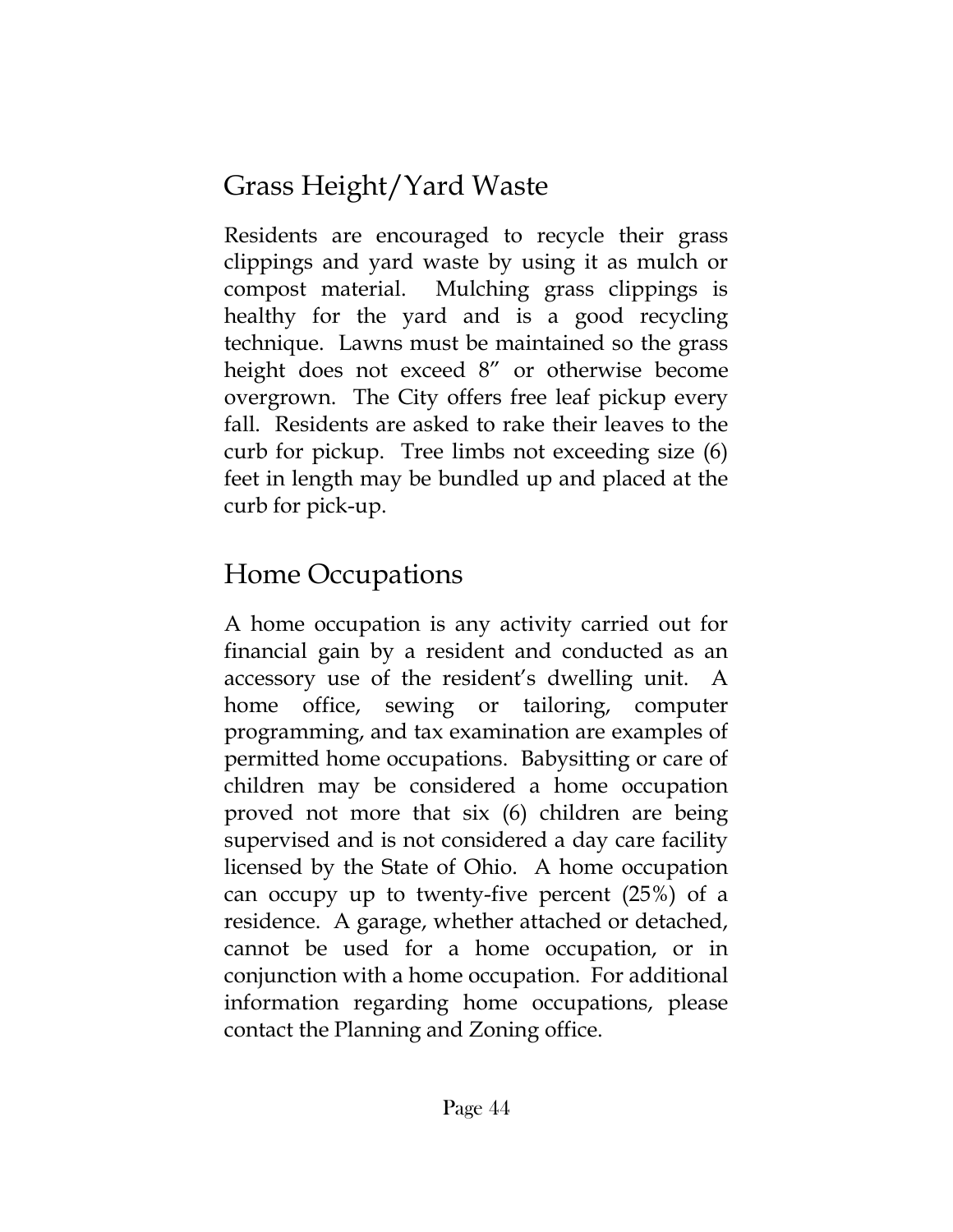## Grass Height/Yard Waste

Residents are encouraged to recycle their grass clippings and yard waste by using it as mulch or compost material. Mulching grass clippings is healthy for the yard and is a good recycling technique. Lawns must be maintained so the grass height does not exceed 8" or otherwise become overgrown. The City offers free leaf pickup every fall. Residents are asked to rake their leaves to the curb for pickup. Tree limbs not exceeding size (6) feet in length may be bundled up and placed at the curb for pick-up.

## Home Occupations

A home occupation is any activity carried out for financial gain by a resident and conducted as an accessory use of the resident's dwelling unit. A home office, sewing or tailoring, computer programming, and tax examination are examples of permitted home occupations. Babysitting or care of children may be considered a home occupation proved not more that six (6) children are being supervised and is not considered a day care facility licensed by the State of Ohio. A home occupation can occupy up to twenty-five percent (25%) of a residence. A garage, whether attached or detached, cannot be used for a home occupation, or in conjunction with a home occupation. For additional information regarding home occupations, please contact the Planning and Zoning office.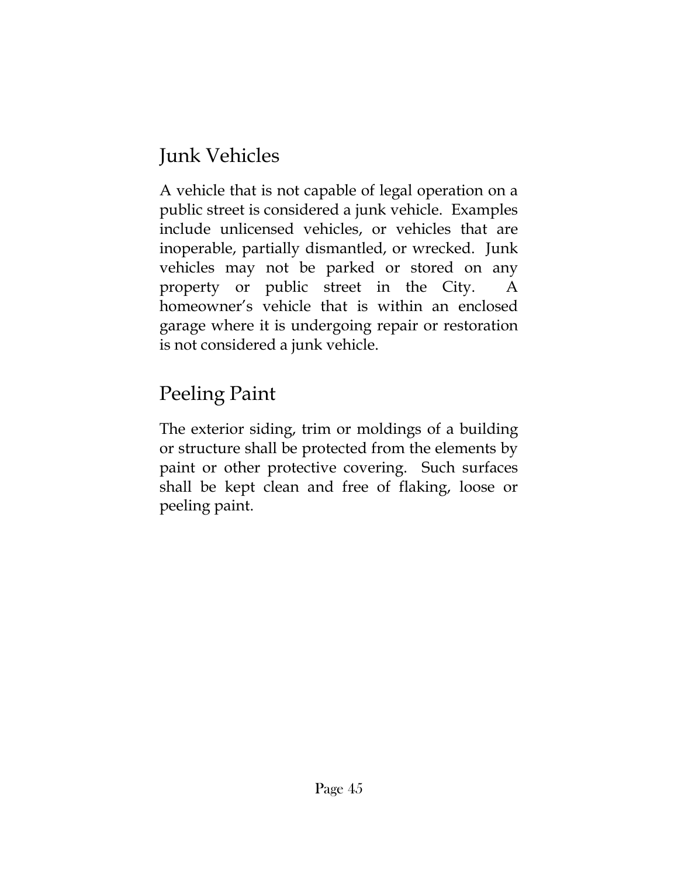## Junk Vehicles

A vehicle that is not capable of legal operation on a public street is considered a junk vehicle. Examples include unlicensed vehicles, or vehicles that are inoperable, partially dismantled, or wrecked. Junk vehicles may not be parked or stored on any property or public street in the City. A homeowner's vehicle that is within an enclosed garage where it is undergoing repair or restoration is not considered a junk vehicle.

## Peeling Paint

The exterior siding, trim or moldings of a building or structure shall be protected from the elements by paint or other protective covering. Such surfaces shall be kept clean and free of flaking, loose or peeling paint.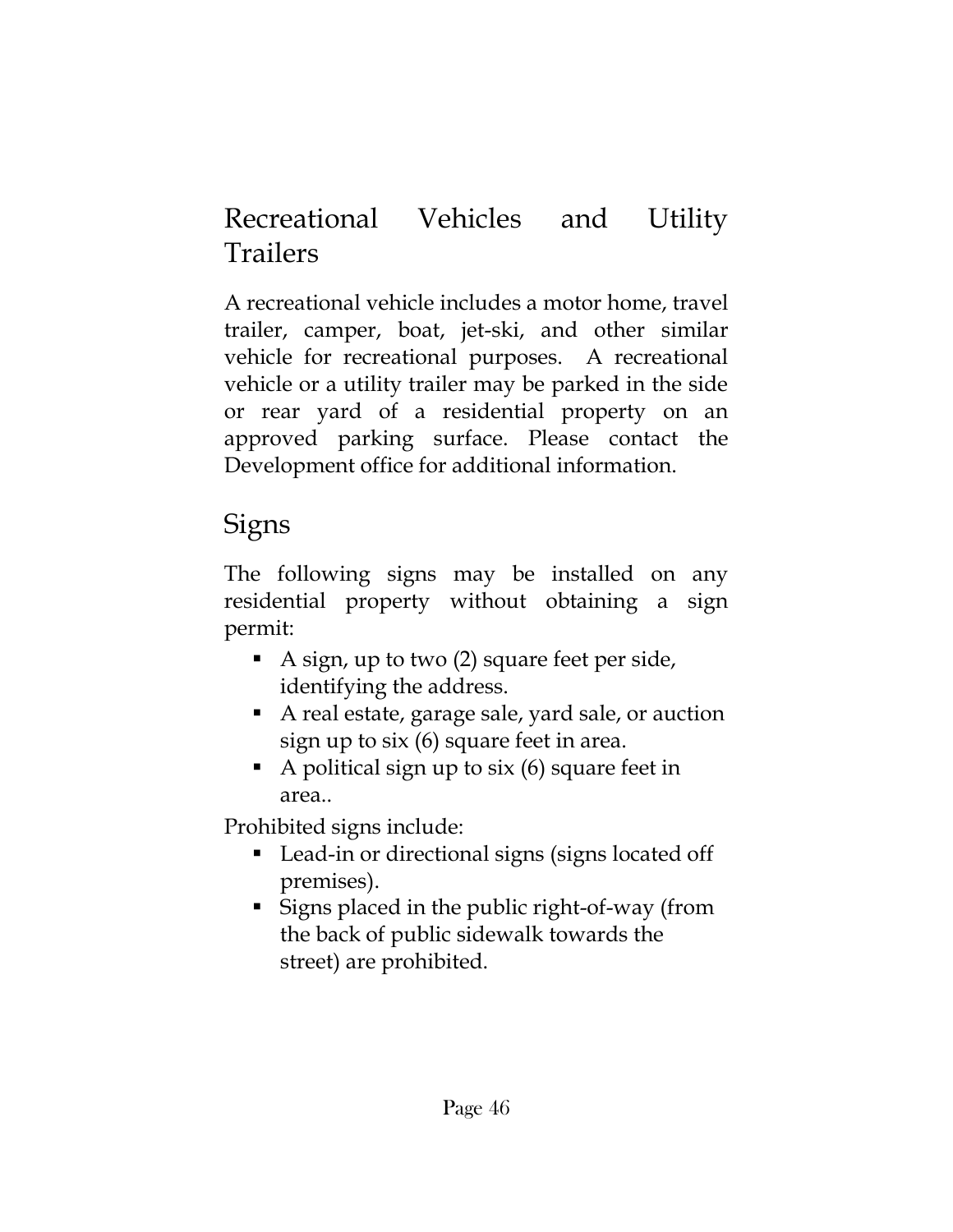## Recreational Vehicles and Utility Trailers

A recreational vehicle includes a motor home, travel trailer, camper, boat, jet-ski, and other similar vehicle for recreational purposes. A recreational vehicle or a utility trailer may be parked in the side or rear yard of a residential property on an approved parking surface. Please contact the Development office for additional information.

## Signs

The following signs may be installed on any residential property without obtaining a sign permit:

- A sign, up to two (2) square feet per side, identifying the address.
- A real estate, garage sale, yard sale, or auction sign up to six (6) square feet in area.
- A political sign up to six (6) square feet in area..

Prohibited signs include:

- Lead-in or directional signs (signs located off premises).
- Signs placed in the public right-of-way (from the back of public sidewalk towards the street) are prohibited.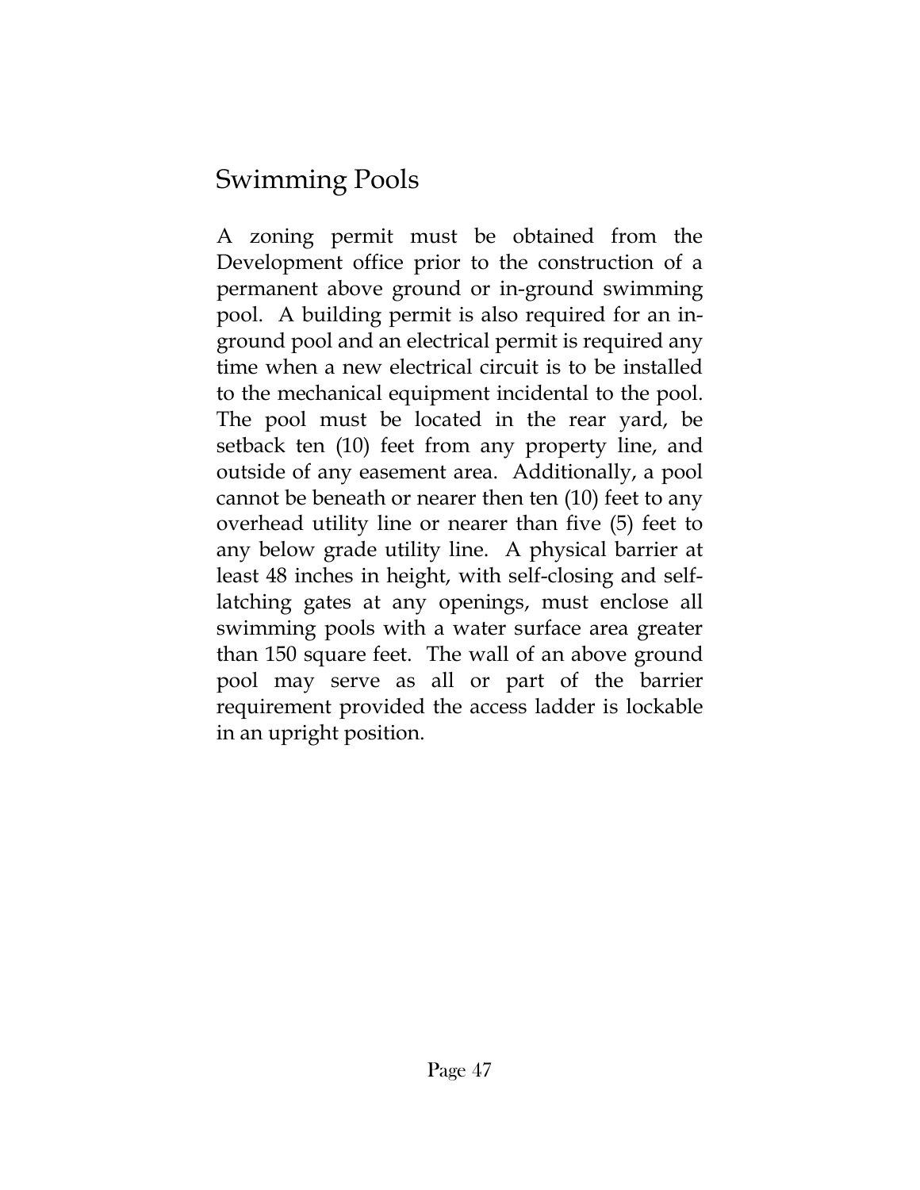## Swimming Pools

A zoning permit must be obtained from the Development office prior to the construction of a permanent above ground or in-ground swimming pool. A building permit is also required for an in-ground pool and an electrical permit is required any time when a new electrical circuit is to be installed to the mechanical equipment incidental to the pool. The pool must be located in the rear yard, be setback ten (10) feet from any property line, and outside of any easement area. Additionally, a pool cannot be beneath or nearer then ten (10) feet to any overhead utility line or nearer than five (5) feet to any below grade utility line. A physical barrier at least 48 inches in height, with self-closing and self-latching gates at any openings, must enclose all swimming pools with a water surface area greater than 150 square feet. The wall of an above ground pool may serve as all or part of the barrier requirement provided the access ladder is lockable in an upright position.